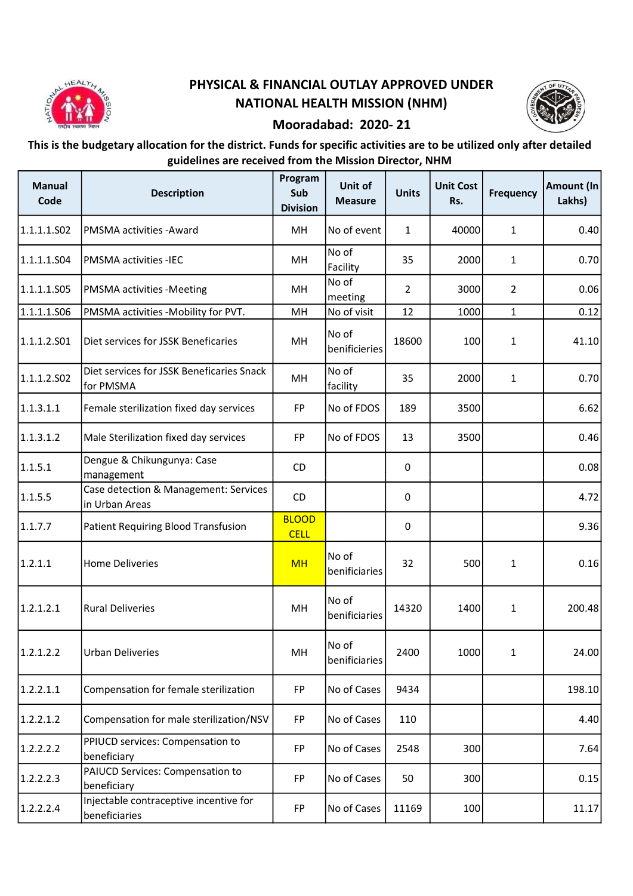# PHYSICAL & FINANCIAL OUTLAY APPROVED UNDER NATIONAL HEALTH MISSION (NHM)

## Mooradabad: 2020- 21

**This is the budgetary allocation for the district. Funds for specific activities are to be utilized only after detailed guidelines are received from the Mission Director, NHM**

| Manual Code | Description | Program Sub Division | Unit of Measure | Units | Unit Cost Rs. | Frequency | Amount (In Lakhs) |
|---|---|---|---|---|---|---|---|
| 1.1.1.1.S02 | PMSMA activities -Award | MH | No of event | 1 | 40000 | 1 | 0.40 |
| 1.1.1.1.S04 | PMSMA activities -IEC | MH | No of Facility | 35 | 2000 | 1 | 0.70 |
| 1.1.1.1.S05 | PMSMA activities -Meeting | MH | No of meeting | 2 | 3000 | 2 | 0.06 |
| 1.1.1.1.S06 | PMSMA activities -Mobility for PVT. | MH | No of visit | 12 | 1000 | 1 | 0.12 |
| 1.1.1.2.S01 | Diet services for JSSK Beneficaries | MH | No of benificieries | 18600 | 100 | 1 | 41.10 |
| 1.1.1.2.S02 | Diet services for JSSK Beneficaries Snack for PMSMA | MH | No of facility | 35 | 2000 | 1 | 0.70 |
| 1.1.3.1.1 | Female sterilization fixed day services | FP | No of FDOS | 189 | 3500 | | 6.62 |
| 1.1.3.1.2 | Male Sterilization fixed day services | FP | No of FDOS | 13 | 3500 | | 0.46 |
| 1.1.5.1 | Dengue & Chikungunya: Case management | CD | | 0 | | | 0.08 |
| 1.1.5.5 | Case detection & Management: Services in Urban Areas | CD | | 0 | | | 4.72 |
| 1.1.7.7 | Patient Requiring Blood Transfusion | BLOOD CELL | | 0 | | | 9.36 |
| 1.2.1.1 | Home Deliveries | MH | No of benificiaries | 32 | 500 | 1 | 0.16 |
| 1.2.1.2.1 | Rural Deliveries | MH | No of benificiaries | 14320 | 1400 | 1 | 200.48 |
| 1.2.1.2.2 | Urban Deliveries | MH | No of benificiaries | 2400 | 1000 | 1 | 24.00 |
| 1.2.2.1.1 | Compensation for female sterilization | FP | No of Cases | 9434 | | | 198.10 |
| 1.2.2.1.2 | Compensation for male sterilization/NSV | FP | No of Cases | 110 | | | 4.40 |
| 1.2.2.2.2 | PPIUCD services: Compensation to beneficiary | FP | No of Cases | 2548 | 300 | | 7.64 |
| 1.2.2.2.3 | PAIUCD Services: Compensation to beneficiary | FP | No of Cases | 50 | 300 | | 0.15 |
| 1.2.2.2.4 | Injectable contraceptive incentive for beneficiaries | FP | No of Cases | 11169 | 100 | | 11.17 |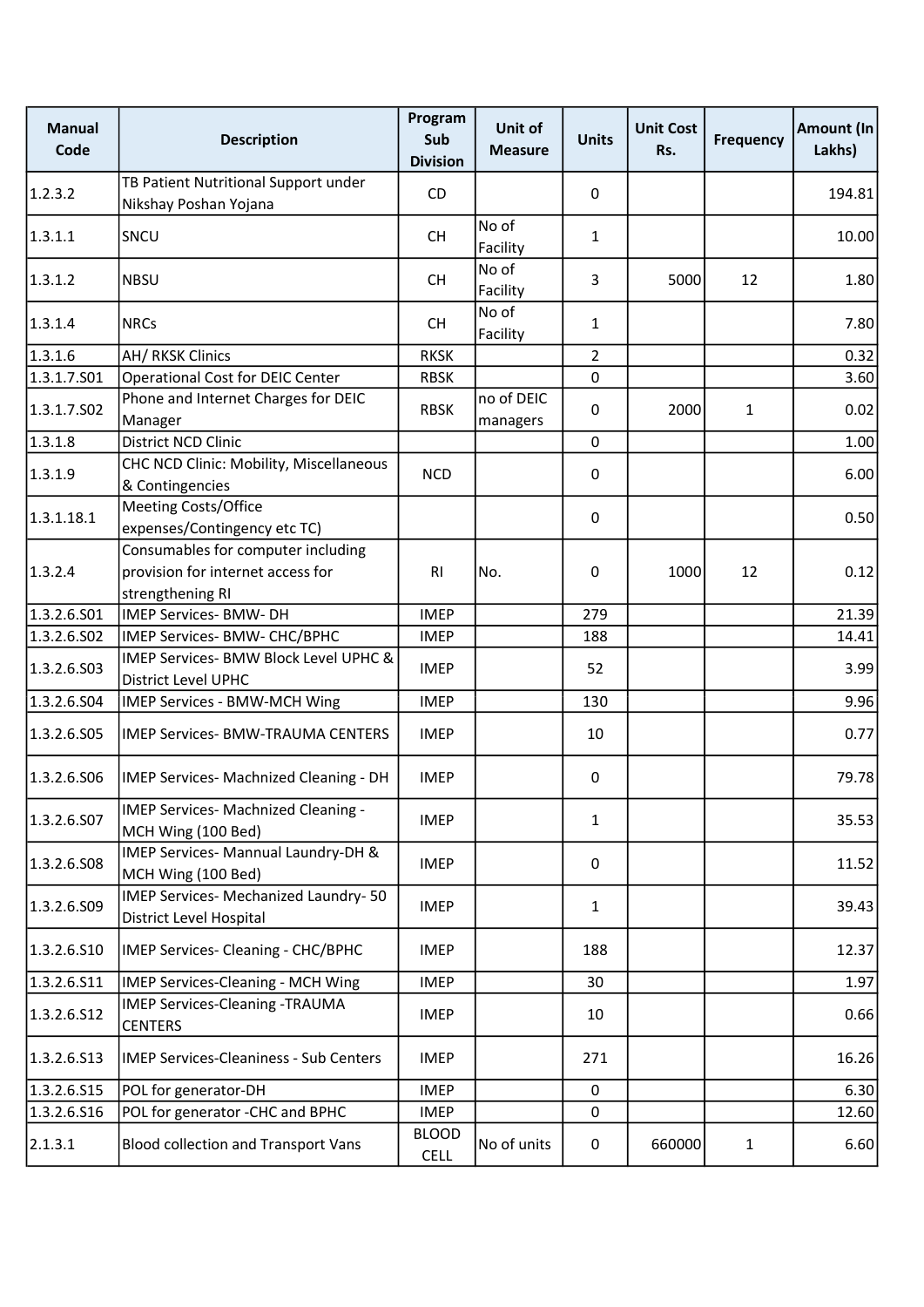| Manual Code | Description | Program Sub Division | Unit of Measure | Units | Unit Cost Rs. | Frequency | Amount (In Lakhs) |
|---|---|---|---|---|---|---|---|
| 1.2.3.2 | TB Patient Nutritional Support under Nikshay Poshan Yojana | CD | | 0 | | | 194.81 |
| 1.3.1.1 | SNCU | CH | No of Facility | 1 | | | 10.00 |
| 1.3.1.2 | NBSU | CH | No of Facility | 3 | 5000 | 12 | 1.80 |
| 1.3.1.4 | NRCs | CH | No of Facility | 1 | | | 7.80 |
| 1.3.1.6 | AH/ RKSK Clinics | RKSK | | 2 | | | 0.32 |
| 1.3.1.7.S01 | Operational Cost for DEIC Center | RBSK | | 0 | | | 3.60 |
| 1.3.1.7.S02 | Phone and Internet Charges for DEIC Manager | RBSK | no of DEIC managers | 0 | 2000 | 1 | 0.02 |
| 1.3.1.8 | District NCD Clinic | | | 0 | | | 1.00 |
| 1.3.1.9 | CHC NCD Clinic: Mobility, Miscellaneous & Contingencies | NCD | | 0 | | | 6.00 |
| 1.3.1.18.1 | Meeting Costs/Office expenses/Contingency etc TC) | | | 0 | | | 0.50 |
| 1.3.2.4 | Consumables for computer including provision for internet access for strengthening RI | RI | No. | 0 | 1000 | 12 | 0.12 |
| 1.3.2.6.S01 | IMEP Services- BMW- DH | IMEP | | 279 | | | 21.39 |
| 1.3.2.6.S02 | IMEP Services- BMW- CHC/BPHC | IMEP | | 188 | | | 14.41 |
| 1.3.2.6.S03 | IMEP Services- BMW Block Level UPHC & District Level UPHC | IMEP | | 52 | | | 3.99 |
| 1.3.2.6.S04 | IMEP Services - BMW-MCH Wing | IMEP | | 130 | | | 9.96 |
| 1.3.2.6.S05 | IMEP Services- BMW-TRAUMA CENTERS | IMEP | | 10 | | | 0.77 |
| 1.3.2.6.S06 | IMEP Services- Machnized Cleaning - DH | IMEP | | 0 | | | 79.78 |
| 1.3.2.6.S07 | IMEP Services- Machnized Cleaning - MCH Wing (100 Bed) | IMEP | | 1 | | | 35.53 |
| 1.3.2.6.S08 | IMEP Services- Mannual Laundry-DH & MCH Wing (100 Bed) | IMEP | | 0 | | | 11.52 |
| 1.3.2.6.S09 | IMEP Services- Mechanized Laundry- 50 District Level Hospital | IMEP | | 1 | | | 39.43 |
| 1.3.2.6.S10 | IMEP Services- Cleaning - CHC/BPHC | IMEP | | 188 | | | 12.37 |
| 1.3.2.6.S11 | IMEP Services-Cleaning - MCH Wing | IMEP | | 30 | | | 1.97 |
| 1.3.2.6.S12 | IMEP Services-Cleaning -TRAUMA CENTERS | IMEP | | 10 | | | 0.66 |
| 1.3.2.6.S13 | IMEP Services-Cleaniness - Sub Centers | IMEP | | 271 | | | 16.26 |
| 1.3.2.6.S15 | POL for generator-DH | IMEP | | 0 | | | 6.30 |
| 1.3.2.6.S16 | POL for generator -CHC and BPHC | IMEP | | 0 | | | 12.60 |
| 2.1.3.1 | Blood collection and Transport Vans | BLOOD CELL | No of units | 0 | 660000 | 1 | 6.60 |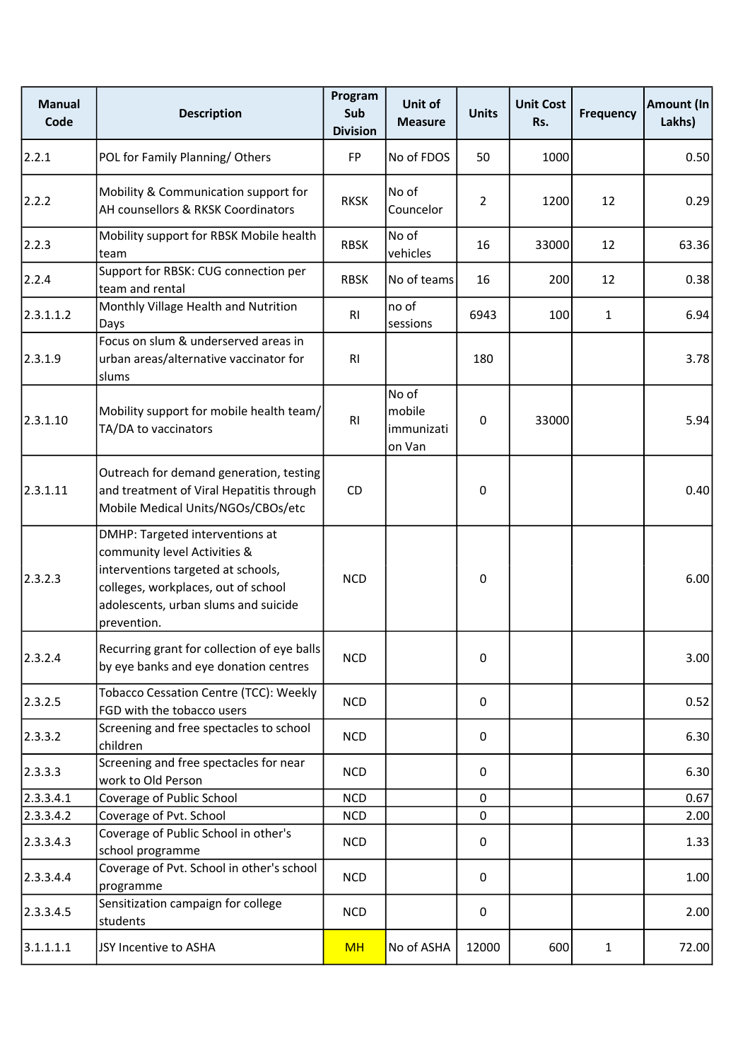| Manual Code | Description | Program Sub Division | Unit of Measure | Units | Unit Cost Rs. | Frequency | Amount (In Lakhs) |
|---|---|---|---|---|---|---|---|
| 2.2.1 | POL for Family Planning/ Others | FP | No of FDOS | 50 | 1000 | | 0.50 |
| 2.2.2 | Mobility & Communication support for AH counsellors & RKSK Coordinators | RKSK | No of Councelor | 2 | 1200 | 12 | 0.29 |
| 2.2.3 | Mobility support for RBSK Mobile health team | RBSK | No of vehicles | 16 | 33000 | 12 | 63.36 |
| 2.2.4 | Support for RBSK: CUG connection per team and rental | RBSK | No of teams | 16 | 200 | 12 | 0.38 |
| 2.3.1.1.2 | Monthly Village Health and Nutrition Days | RI | no of sessions | 6943 | 100 | 1 | 6.94 |
| 2.3.1.9 | Focus on slum & underserved areas in urban areas/alternative vaccinator for slums | RI | | 180 | | | 3.78 |
| 2.3.1.10 | Mobility support for mobile health team/ TA/DA to vaccinators | RI | No of mobile immunization Van | 0 | 33000 | | 5.94 |
| 2.3.1.11 | Outreach for demand generation, testing and treatment of Viral Hepatitis through Mobile Medical Units/NGOs/CBOs/etc | CD | | 0 | | | 0.40 |
| 2.3.2.3 | DMHP: Targeted interventions at community level Activities & interventions targeted at schools, colleges, workplaces, out of school adolescents, urban slums and suicide prevention. | NCD | | 0 | | | 6.00 |
| 2.3.2.4 | Recurring grant for collection of eye balls by eye banks and eye donation centres | NCD | | 0 | | | 3.00 |
| 2.3.2.5 | Tobacco Cessation Centre (TCC): Weekly FGD with the tobacco users | NCD | | 0 | | | 0.52 |
| 2.3.3.2 | Screening and free spectacles to school children | NCD | | 0 | | | 6.30 |
| 2.3.3.3 | Screening and free spectacles for near work to Old Person | NCD | | 0 | | | 6.30 |
| 2.3.3.4.1 | Coverage of Public School | NCD | | 0 | | | 0.67 |
| 2.3.3.4.2 | Coverage of Pvt. School | NCD | | 0 | | | 2.00 |
| 2.3.3.4.3 | Coverage of Public School in other's school programme | NCD | | 0 | | | 1.33 |
| 2.3.3.4.4 | Coverage of Pvt. School in other's school programme | NCD | | 0 | | | 1.00 |
| 2.3.3.4.5 | Sensitization campaign for college students | NCD | | 0 | | | 2.00 |
| 3.1.1.1.1 | JSY Incentive to ASHA | MH | No of ASHA | 12000 | 600 | 1 | 72.00 |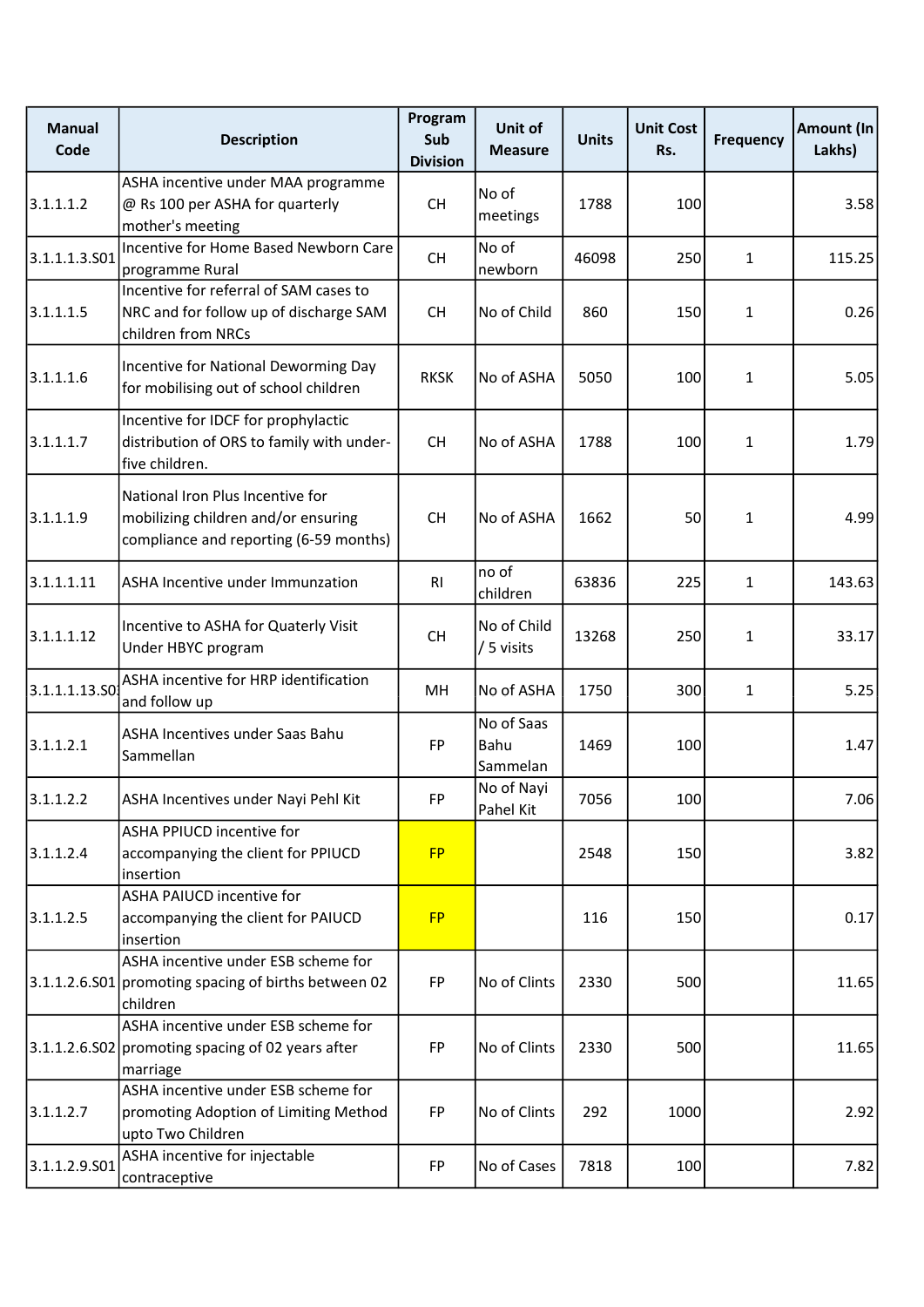| Manual Code | Description | Program Sub Division | Unit of Measure | Units | Unit Cost Rs. | Frequency | Amount (In Lakhs) |
|---|---|---|---|---|---|---|---|
| 3.1.1.1.2 | ASHA incentive under MAA programme @ Rs 100 per ASHA for quarterly mother's meeting | CH | No of meetings | 1788 | 100 | | 3.58 |
| 3.1.1.1.3.S01 | Incentive for Home Based Newborn Care programme Rural | CH | No of newborn | 46098 | 250 | 1 | 115.25 |
| 3.1.1.1.5 | Incentive for referral of SAM cases to NRC and for follow up of discharge SAM children from NRCs | CH | No of Child | 860 | 150 | 1 | 0.26 |
| 3.1.1.1.6 | Incentive for National Deworming Day for mobilising out of school children | RKSK | No of ASHA | 5050 | 100 | 1 | 5.05 |
| 3.1.1.1.7 | Incentive for IDCF for prophylactic distribution of ORS to family with under-five children. | CH | No of ASHA | 1788 | 100 | 1 | 1.79 |
| 3.1.1.1.9 | National Iron Plus Incentive for mobilizing children and/or ensuring compliance and reporting (6-59 months) | CH | No of ASHA | 1662 | 50 | 1 | 4.99 |
| 3.1.1.1.11 | ASHA Incentive under Immunzation | RI | no of children | 63836 | 225 | 1 | 143.63 |
| 3.1.1.1.12 | Incentive to ASHA for Quaterly Visit Under HBYC program | CH | No of Child / 5 visits | 13268 | 250 | 1 | 33.17 |
| 3.1.1.1.13.S0: | ASHA incentive for HRP identification and follow up | MH | No of ASHA | 1750 | 300 | 1 | 5.25 |
| 3.1.1.2.1 | ASHA Incentives under Saas Bahu Sammellan | FP | No of Saas Bahu Sammelan | 1469 | 100 | | 1.47 |
| 3.1.1.2.2 | ASHA Incentives under Nayi Pehl Kit | FP | No of Nayi Pahel Kit | 7056 | 100 | | 7.06 |
| 3.1.1.2.4 | ASHA PPIUCD incentive for accompanying the client for PPIUCD insertion | FP | | 2548 | 150 | | 3.82 |
| 3.1.1.2.5 | ASHA PAIUCD incentive for accompanying the client for PAIUCD insertion | FP | | 116 | 150 | | 0.17 |
| 3.1.1.2.6.S01 | ASHA incentive under ESB scheme for promoting spacing of births between 02 children | FP | No of Clints | 2330 | 500 | | 11.65 |
| 3.1.1.2.6.S02 | ASHA incentive under ESB scheme for promoting spacing of 02 years after marriage | FP | No of Clints | 2330 | 500 | | 11.65 |
| 3.1.1.2.7 | ASHA incentive under ESB scheme for promoting Adoption of Limiting Method upto Two Children | FP | No of Clints | 292 | 1000 | | 2.92 |
| 3.1.1.2.9.S01 | ASHA incentive for injectable contraceptive | FP | No of Cases | 7818 | 100 | | 7.82 |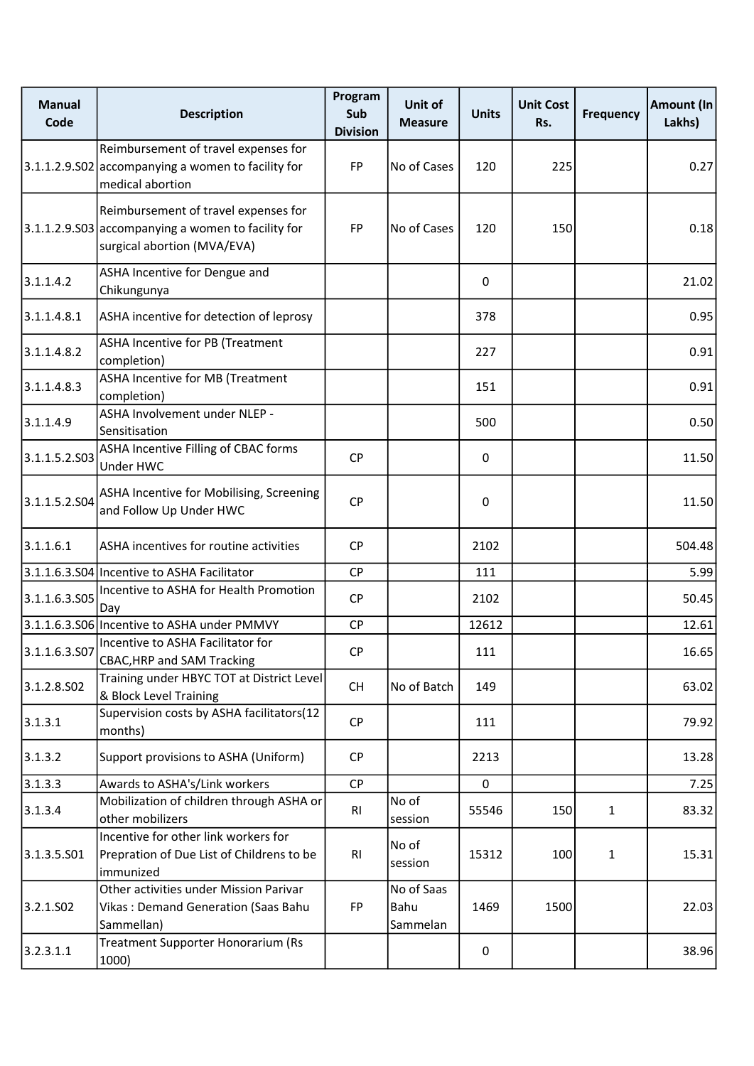| Manual Code | Description | Program Sub Division | Unit of Measure | Units | Unit Cost Rs. | Frequency | Amount (In Lakhs) |
|---|---|---|---|---|---|---|---|
| 3.1.1.2.9.S02 | Reimbursement of travel expenses for accompanying a women to facility for medical abortion | FP | No of Cases | 120 | 225 | | 0.27 |
| 3.1.1.2.9.S03 | Reimbursement of travel expenses for accompanying a women to facility for surgical abortion (MVA/EVA) | FP | No of Cases | 120 | 150 | | 0.18 |
| 3.1.1.4.2 | ASHA Incentive for Dengue and Chikungunya | | | 0 | | | 21.02 |
| 3.1.1.4.8.1 | ASHA incentive for detection of leprosy | | | 378 | | | 0.95 |
| 3.1.1.4.8.2 | ASHA Incentive for PB (Treatment completion) | | | 227 | | | 0.91 |
| 3.1.1.4.8.3 | ASHA Incentive for MB (Treatment completion) | | | 151 | | | 0.91 |
| 3.1.1.4.9 | ASHA Involvement under NLEP - Sensitisation | | | 500 | | | 0.50 |
| 3.1.1.5.2.S03 | ASHA Incentive Filling of CBAC forms Under HWC | CP | | 0 | | | 11.50 |
| 3.1.1.5.2.S04 | ASHA Incentive for Mobilising, Screening and Follow Up Under HWC | CP | | 0 | | | 11.50 |
| 3.1.1.6.1 | ASHA incentives for routine activities | CP | | 2102 | | | 504.48 |
| 3.1.1.6.3.S04 | Incentive to ASHA Facilitator | CP | | 111 | | | 5.99 |
| 3.1.1.6.3.S05 | Incentive to ASHA for Health Promotion Day | CP | | 2102 | | | 50.45 |
| 3.1.1.6.3.S06 | Incentive to ASHA under PMMVY | CP | | 12612 | | | 12.61 |
| 3.1.1.6.3.S07 | Incentive to ASHA Facilitator for CBAC,HRP and SAM Tracking | CP | | 111 | | | 16.65 |
| 3.1.2.8.S02 | Training under HBYC TOT at District Level & Block Level Training | CH | No of Batch | 149 | | | 63.02 |
| 3.1.3.1 | Supervision costs by ASHA facilitators(12 months) | CP | | 111 | | | 79.92 |
| 3.1.3.2 | Support provisions to ASHA (Uniform) | CP | | 2213 | | | 13.28 |
| 3.1.3.3 | Awards to ASHA's/Link workers | CP | | 0 | | | 7.25 |
| 3.1.3.4 | Mobilization of children through ASHA or other mobilizers | RI | No of session | 55546 | 150 | 1 | 83.32 |
| 3.1.3.5.S01 | Incentive for other link workers for Prepration of Due List of Childrens to be immunized | RI | No of session | 15312 | 100 | 1 | 15.31 |
| 3.2.1.S02 | Other activities under Mission Parivar Vikas : Demand Generation (Saas Bahu Sammellan) | FP | No of Saas Bahu Sammelan | 1469 | 1500 | | 22.03 |
| 3.2.3.1.1 | Treatment Supporter Honorarium (Rs 1000) | | | 0 | | | 38.96 |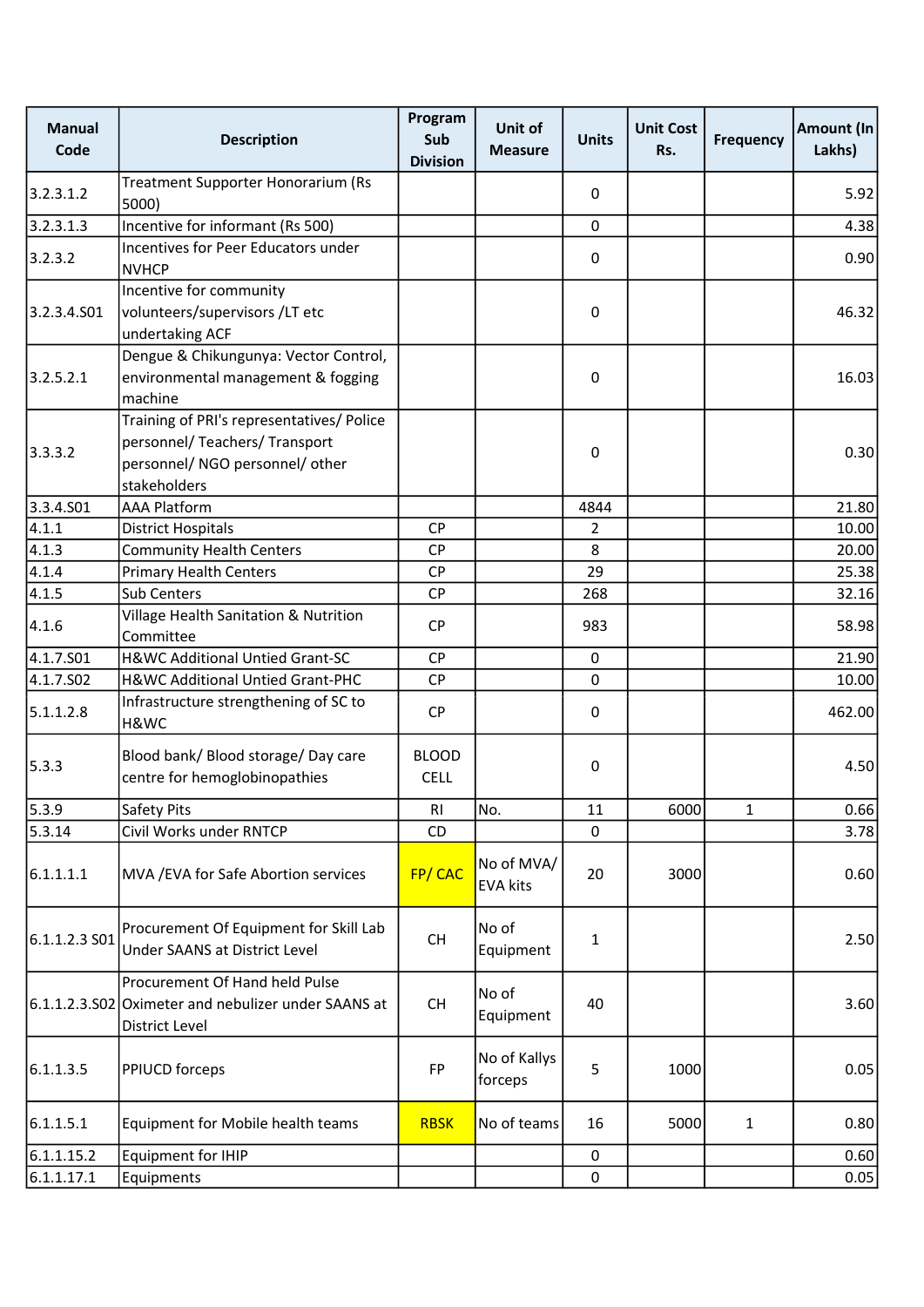| Manual Code | Description | Program Sub Division | Unit of Measure | Units | Unit Cost Rs. | Frequency | Amount (In Lakhs) |
|---|---|---|---|---|---|---|---|
| 3.2.3.1.2 | Treatment Supporter Honorarium (Rs 5000) | | | 0 | | | 5.92 |
| 3.2.3.1.3 | Incentive for informant (Rs 500) | | | 0 | | | 4.38 |
| 3.2.3.2 | Incentives for Peer Educators under NVHCP | | | 0 | | | 0.90 |
| 3.2.3.4.S01 | Incentive for community volunteers/supervisors /LT etc undertaking ACF | | | 0 | | | 46.32 |
| 3.2.5.2.1 | Dengue & Chikungunya: Vector Control, environmental management & fogging machine | | | 0 | | | 16.03 |
| 3.3.3.2 | Training of PRI's representatives/ Police personnel/ Teachers/ Transport personnel/ NGO personnel/ other stakeholders | | | 0 | | | 0.30 |
| 3.3.4.S01 | AAA Platform | | | 4844 | | | 21.80 |
| 4.1.1 | District Hospitals | CP | | 2 | | | 10.00 |
| 4.1.3 | Community Health Centers | CP | | 8 | | | 20.00 |
| 4.1.4 | Primary Health Centers | CP | | 29 | | | 25.38 |
| 4.1.5 | Sub Centers | CP | | 268 | | | 32.16 |
| 4.1.6 | Village Health Sanitation & Nutrition Committee | CP | | 983 | | | 58.98 |
| 4.1.7.S01 | H&WC Additional Untied Grant-SC | CP | | 0 | | | 21.90 |
| 4.1.7.S02 | H&WC Additional Untied Grant-PHC | CP | | 0 | | | 10.00 |
| 5.1.1.2.8 | Infrastructure strengthening of SC to H&WC | CP | | 0 | | | 462.00 |
| 5.3.3 | Blood bank/ Blood storage/ Day care centre for hemoglobinopathies | BLOOD CELL | | 0 | | | 4.50 |
| 5.3.9 | Safety Pits | RI | No. | 11 | 6000 | 1 | 0.66 |
| 5.3.14 | Civil Works under RNTCP | CD | | 0 | | | 3.78 |
| 6.1.1.1.1 | MVA /EVA for Safe Abortion services | FP/ CAC | No of MVA/ EVA kits | 20 | 3000 | | 0.60 |
| 6.1.1.2.3 S01 | Procurement Of Equipment for Skill Lab Under SAANS at District Level | CH | No of Equipment | 1 | | | 2.50 |
| 6.1.1.2.3.S02 | Procurement Of Hand held Pulse Oximeter and nebulizer under SAANS at District Level | CH | No of Equipment | 40 | | | 3.60 |
| 6.1.1.3.5 | PPIUCD forceps | FP | No of Kallys forceps | 5 | 1000 | | 0.05 |
| 6.1.1.5.1 | Equipment for Mobile health teams | RBSK | No of teams | 16 | 5000 | 1 | 0.80 |
| 6.1.1.15.2 | Equipment for IHIP | | | 0 | | | 0.60 |
| 6.1.1.17.1 | Equipments | | | 0 | | | 0.05 |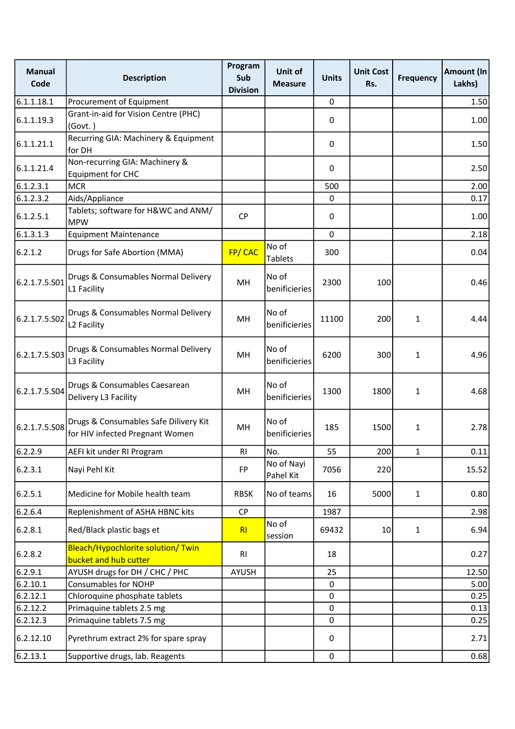| Manual Code | Description | Program Sub Division | Unit of Measure | Units | Unit Cost Rs. | Frequency | Amount (In Lakhs) |
|---|---|---|---|---|---|---|---|
| 6.1.1.18.1 | Procurement of Equipment | | | 0 | | | 1.50 |
| 6.1.1.19.3 | Grant-in-aid for Vision Centre (PHC) (Govt. ) | | | 0 | | | 1.00 |
| 6.1.1.21.1 | Recurring GIA: Machinery & Equipment for DH | | | 0 | | | 1.50 |
| 6.1.1.21.4 | Non-recurring GIA: Machinery & Equipment for CHC | | | 0 | | | 2.50 |
| 6.1.2.3.1 | MCR | | | 500 | | | 2.00 |
| 6.1.2.3.2 | Aids/Appliance | | | 0 | | | 0.17 |
| 6.1.2.5.1 | Tablets; software for H&WC and ANM/ MPW | CP | | 0 | | | 1.00 |
| 6.1.3.1.3 | Equipment Maintenance | | | 0 | | | 2.18 |
| 6.2.1.2 | Drugs for Safe Abortion (MMA) | FP/ CAC | No of Tablets | 300 | | | 0.04 |
| 6.2.1.7.5.S01 | Drugs & Consumables Normal Delivery L1 Facility | MH | No of benificieries | 2300 | 100 | | 0.46 |
| 6.2.1.7.5.S02 | Drugs & Consumables Normal Delivery L2 Facility | MH | No of benificieries | 11100 | 200 | 1 | 4.44 |
| 6.2.1.7.5.S03 | Drugs & Consumables Normal Delivery L3 Facility | MH | No of benificieries | 6200 | 300 | 1 | 4.96 |
| 6.2.1.7.5.S04 | Drugs & Consumables Caesarean Delivery L3 Facility | MH | No of benificieries | 1300 | 1800 | 1 | 4.68 |
| 6.2.1.7.5.S08 | Drugs & Consumables Safe Dilivery Kit for HIV infected Pregnant Women | MH | No of benificieries | 185 | 1500 | 1 | 2.78 |
| 6.2.2.9 | AEFI kit under RI Program | RI | No. | 55 | 200 | 1 | 0.11 |
| 6.2.3.1 | Nayi Pehl Kit | FP | No of Nayi Pahel Kit | 7056 | 220 | | 15.52 |
| 6.2.5.1 | Medicine for Mobile health team | RBSK | No of teams | 16 | 5000 | 1 | 0.80 |
| 6.2.6.4 | Replenishment of ASHA HBNC kits | CP | | 1987 | | | 2.98 |
| 6.2.8.1 | Red/Black plastic bags et | RI | No of session | 69432 | 10 | 1 | 6.94 |
| 6.2.8.2 | Bleach/Hypochlorite solution/ Twin bucket and hub cutter | RI | | 18 | | | 0.27 |
| 6.2.9.1 | AYUSH drugs for DH / CHC / PHC | AYUSH | | 25 | | | 12.50 |
| 6.2.10.1 | Consumables for NOHP | | | 0 | | | 5.00 |
| 6.2.12.1 | Chloroquine phosphate tablets | | | 0 | | | 0.25 |
| 6.2.12.2 | Primaquine tablets 2.5 mg | | | 0 | | | 0.13 |
| 6.2.12.3 | Primaquine tablets 7.5 mg | | | 0 | | | 0.25 |
| 6.2.12.10 | Pyrethrum extract 2% for spare spray | | | 0 | | | 2.71 |
| 6.2.13.1 | Supportive drugs, lab. Reagents | | | 0 | | | 0.68 |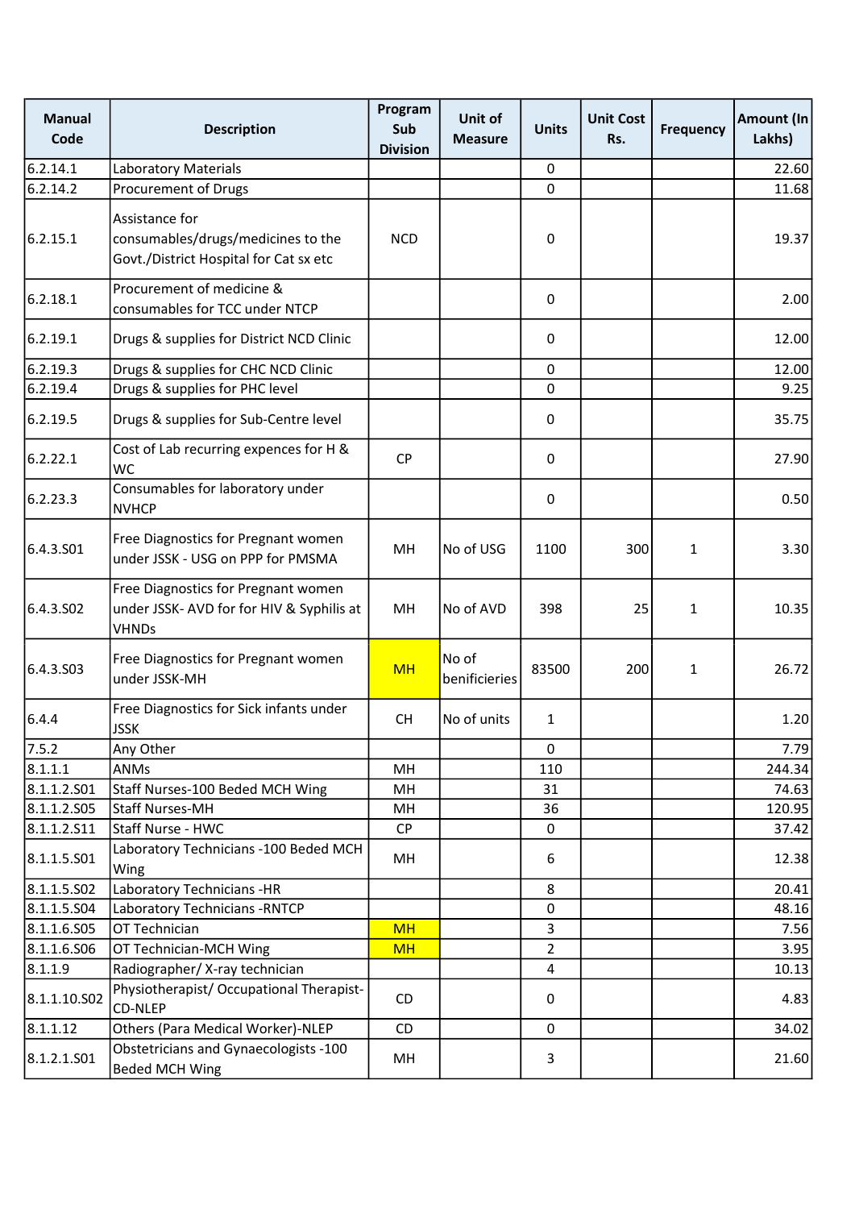| Manual Code | Description | Program Sub Division | Unit of Measure | Units | Unit Cost Rs. | Frequency | Amount (In Lakhs) |
|---|---|---|---|---|---|---|---|
| 6.2.14.1 | Laboratory Materials | | | 0 | | | 22.60 |
| 6.2.14.2 | Procurement of Drugs | | | 0 | | | 11.68 |
| 6.2.15.1 | Assistance for consumables/drugs/medicines to the Govt./District Hospital for Cat sx etc | NCD | | 0 | | | 19.37 |
| 6.2.18.1 | Procurement of medicine & consumables for TCC under NTCP | | | 0 | | | 2.00 |
| 6.2.19.1 | Drugs & supplies for District NCD Clinic | | | 0 | | | 12.00 |
| 6.2.19.3 | Drugs & supplies for CHC NCD Clinic | | | 0 | | | 12.00 |
| 6.2.19.4 | Drugs & supplies for PHC level | | | 0 | | | 9.25 |
| 6.2.19.5 | Drugs & supplies for Sub-Centre level | | | 0 | | | 35.75 |
| 6.2.22.1 | Cost of Lab recurring expences for H & WC | CP | | 0 | | | 27.90 |
| 6.2.23.3 | Consumables for laboratory under NVHCP | | | 0 | | | 0.50 |
| 6.4.3.S01 | Free Diagnostics for Pregnant women under JSSK - USG on PPP for PMSMA | MH | No of USG | 1100 | 300 | 1 | 3.30 |
| 6.4.3.S02 | Free Diagnostics for Pregnant women under JSSK- AVD for for HIV & Syphilis at VHNDs | MH | No of AVD | 398 | 25 | 1 | 10.35 |
| 6.4.3.S03 | Free Diagnostics for Pregnant women under JSSK-MH | MH | No of benificieries | 83500 | 200 | 1 | 26.72 |
| 6.4.4 | Free Diagnostics for Sick infants under JSSK | CH | No of units | 1 | | | 1.20 |
| 7.5.2 | Any Other | | | 0 | | | 7.79 |
| 8.1.1.1 | ANMs | MH | | 110 | | | 244.34 |
| 8.1.1.2.S01 | Staff Nurses-100 Beded MCH Wing | MH | | 31 | | | 74.63 |
| 8.1.1.2.S05 | Staff Nurses-MH | MH | | 36 | | | 120.95 |
| 8.1.1.2.S11 | Staff Nurse - HWC | CP | | 0 | | | 37.42 |
| 8.1.1.5.S01 | Laboratory Technicians -100 Beded MCH Wing | MH | | 6 | | | 12.38 |
| 8.1.1.5.S02 | Laboratory Technicians -HR | | | 8 | | | 20.41 |
| 8.1.1.5.S04 | Laboratory Technicians -RNTCP | | | 0 | | | 48.16 |
| 8.1.1.6.S05 | OT Technician | MH | | 3 | | | 7.56 |
| 8.1.1.6.S06 | OT Technician-MCH Wing | MH | | 2 | | | 3.95 |
| 8.1.1.9 | Radiographer/ X-ray technician | | | 4 | | | 10.13 |
| 8.1.1.10.S02 | Physiotherapist/ Occupational Therapist-CD-NLEP | CD | | 0 | | | 4.83 |
| 8.1.1.12 | Others (Para Medical Worker)-NLEP | CD | | 0 | | | 34.02 |
| 8.1.2.1.S01 | Obstetricians and Gynaecologists -100 Beded MCH Wing | MH | | 3 | | | 21.60 |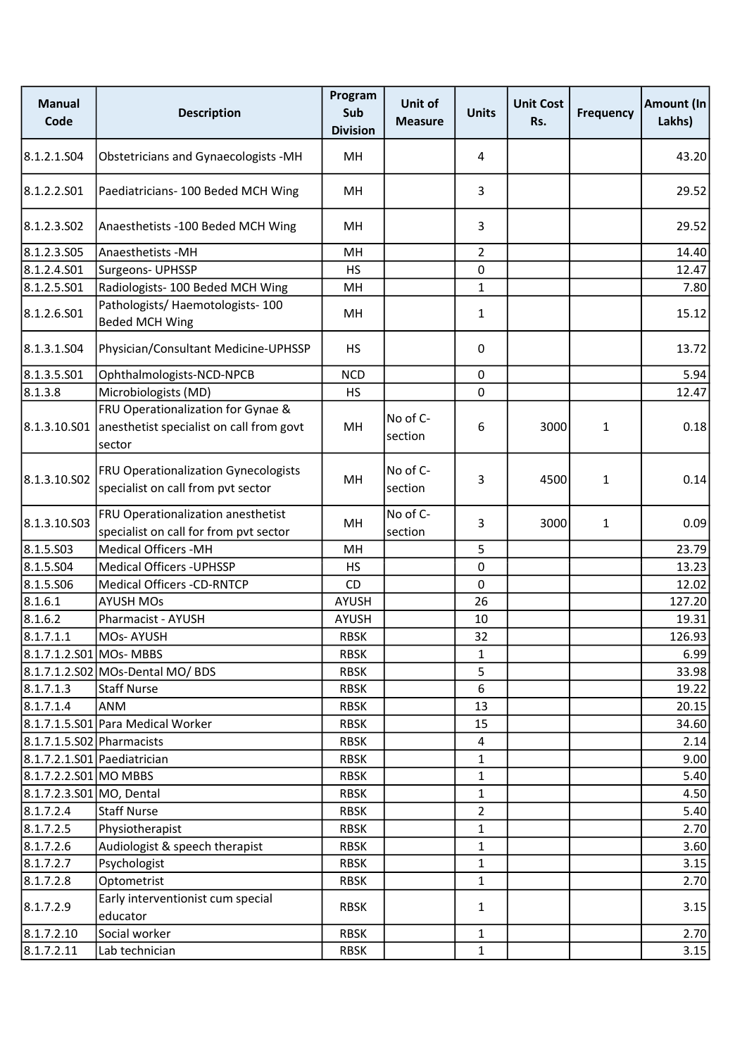| Manual Code | Description | Program Sub Division | Unit of Measure | Units | Unit Cost Rs. | Frequency | Amount (In Lakhs) |
|---|---|---|---|---|---|---|---|
| 8.1.2.1.S04 | Obstetricians and Gynaecologists -MH | MH | | 4 | | | 43.20 |
| 8.1.2.2.S01 | Paediatricians- 100 Beded MCH Wing | MH | | 3 | | | 29.52 |
| 8.1.2.3.S02 | Anaesthetists -100 Beded MCH Wing | MH | | 3 | | | 29.52 |
| 8.1.2.3.S05 | Anaesthetists -MH | MH | | 2 | | | 14.40 |
| 8.1.2.4.S01 | Surgeons- UPHSSP | HS | | 0 | | | 12.47 |
| 8.1.2.5.S01 | Radiologists- 100 Beded MCH Wing | MH | | 1 | | | 7.80 |
| 8.1.2.6.S01 | Pathologists/ Haemotologists- 100 Beded MCH Wing | MH | | 1 | | | 15.12 |
| 8.1.3.1.S04 | Physician/Consultant Medicine-UPHSSP | HS | | 0 | | | 13.72 |
| 8.1.3.5.S01 | Ophthalmologists-NCD-NPCB | NCD | | 0 | | | 5.94 |
| 8.1.3.8 | Microbiologists (MD) | HS | | 0 | | | 12.47 |
| 8.1.3.10.S01 | FRU Operationalization for Gynae & anesthetist specialist on call from govt sector | MH | No of C-section | 6 | 3000 | 1 | 0.18 |
| 8.1.3.10.S02 | FRU Operationalization Gynecologists specialist on call from pvt sector | MH | No of C-section | 3 | 4500 | 1 | 0.14 |
| 8.1.3.10.S03 | FRU Operationalization anesthetist specialist on call for from pvt sector | MH | No of C-section | 3 | 3000 | 1 | 0.09 |
| 8.1.5.S03 | Medical Officers -MH | MH | | 5 | | | 23.79 |
| 8.1.5.S04 | Medical Officers -UPHSSP | HS | | 0 | | | 13.23 |
| 8.1.5.S06 | Medical Officers -CD-RNTCP | CD | | 0 | | | 12.02 |
| 8.1.6.1 | AYUSH MOs | AYUSH | | 26 | | | 127.20 |
| 8.1.6.2 | Pharmacist - AYUSH | AYUSH | | 10 | | | 19.31 |
| 8.1.7.1.1 | MOs- AYUSH | RBSK | | 32 | | | 126.93 |
| 8.1.7.1.2.S01 | MOs- MBBS | RBSK | | 1 | | | 6.99 |
| 8.1.7.1.2.S02 | MOs-Dental MO/ BDS | RBSK | | 5 | | | 33.98 |
| 8.1.7.1.3 | Staff Nurse | RBSK | | 6 | | | 19.22 |
| 8.1.7.1.4 | ANM | RBSK | | 13 | | | 20.15 |
| 8.1.7.1.5.S01 | Para Medical Worker | RBSK | | 15 | | | 34.60 |
| 8.1.7.1.5.S02 | Pharmacists | RBSK | | 4 | | | 2.14 |
| 8.1.7.2.1.S01 | Paediatrician | RBSK | | 1 | | | 9.00 |
| 8.1.7.2.2.S01 | MO MBBS | RBSK | | 1 | | | 5.40 |
| 8.1.7.2.3.S01 | MO, Dental | RBSK | | 1 | | | 4.50 |
| 8.1.7.2.4 | Staff Nurse | RBSK | | 2 | | | 5.40 |
| 8.1.7.2.5 | Physiotherapist | RBSK | | 1 | | | 2.70 |
| 8.1.7.2.6 | Audiologist & speech therapist | RBSK | | 1 | | | 3.60 |
| 8.1.7.2.7 | Psychologist | RBSK | | 1 | | | 3.15 |
| 8.1.7.2.8 | Optometrist | RBSK | | 1 | | | 2.70 |
| 8.1.7.2.9 | Early interventionist cum special educator | RBSK | | 1 | | | 3.15 |
| 8.1.7.2.10 | Social worker | RBSK | | 1 | | | 2.70 |
| 8.1.7.2.11 | Lab technician | RBSK | | 1 | | | 3.15 |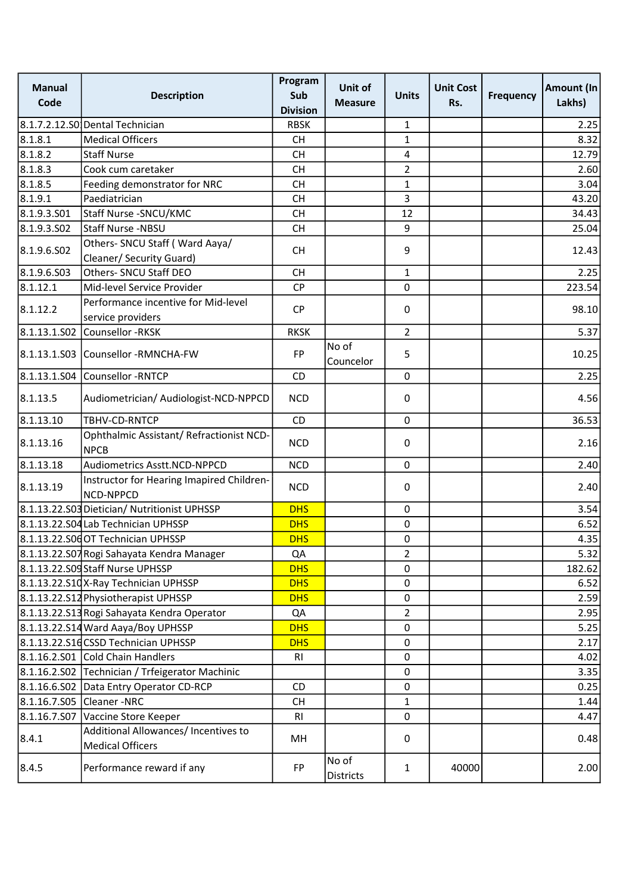| Manual Code | Description | Program Sub Division | Unit of Measure | Units | Unit Cost Rs. | Frequency | Amount (In Lakhs) |
|---|---|---|---|---|---|---|---|
| 8.1.7.2.12.S0 | Dental Technician | RBSK | | 1 | | | 2.25 |
| 8.1.8.1 | Medical Officers | CH | | 1 | | | 8.32 |
| 8.1.8.2 | Staff Nurse | CH | | 4 | | | 12.79 |
| 8.1.8.3 | Cook cum caretaker | CH | | 2 | | | 2.60 |
| 8.1.8.5 | Feeding demonstrator for NRC | CH | | 1 | | | 3.04 |
| 8.1.9.1 | Paediatrician | CH | | 3 | | | 43.20 |
| 8.1.9.3.S01 | Staff Nurse -SNCU/KMC | CH | | 12 | | | 34.43 |
| 8.1.9.3.S02 | Staff Nurse -NBSU | CH | | 9 | | | 25.04 |
| 8.1.9.6.S02 | Others- SNCU Staff ( Ward Aaya/ Cleaner/ Security Guard) | CH | | 9 | | | 12.43 |
| 8.1.9.6.S03 | Others- SNCU Staff DEO | CH | | 1 | | | 2.25 |
| 8.1.12.1 | Mid-level Service Provider | CP | | 0 | | | 223.54 |
| 8.1.12.2 | Performance incentive for Mid-level service providers | CP | | 0 | | | 98.10 |
| 8.1.13.1.S02 | Counsellor -RKSK | RKSK | | 2 | | | 5.37 |
| 8.1.13.1.S03 | Counsellor -RMNCHA-FW | FP | No of Councelor | 5 | | | 10.25 |
| 8.1.13.1.S04 | Counsellor -RNTCP | CD | | 0 | | | 2.25 |
| 8.1.13.5 | Audiometrician/ Audiologist-NCD-NPPCD | NCD | | 0 | | | 4.56 |
| 8.1.13.10 | TBHV-CD-RNTCP | CD | | 0 | | | 36.53 |
| 8.1.13.16 | Ophthalmic Assistant/ Refractionist NCD-NPCB | NCD | | 0 | | | 2.16 |
| 8.1.13.18 | Audiometrics Asstt.NCD-NPPCD | NCD | | 0 | | | 2.40 |
| 8.1.13.19 | Instructor for Hearing Imapired Children-NCD-NPPCD | NCD | | 0 | | | 2.40 |
| 8.1.13.22.S03 | Dietician/ Nutritionist UPHSSP | DHS | | 0 | | | 3.54 |
| 8.1.13.22.S04 | Lab Technician UPHSSP | DHS | | 0 | | | 6.52 |
| 8.1.13.22.S06 | OT Technician UPHSSP | DHS | | 0 | | | 4.35 |
| 8.1.13.22.S07 | Rogi Sahayata Kendra Manager | QA | | 2 | | | 5.32 |
| 8.1.13.22.S09 | Staff Nurse UPHSSP | DHS | | 0 | | | 182.62 |
| 8.1.13.22.S10 | X-Ray Technician UPHSSP | DHS | | 0 | | | 6.52 |
| 8.1.13.22.S12 | Physiotherapist UPHSSP | DHS | | 0 | | | 2.59 |
| 8.1.13.22.S13 | Rogi Sahayata Kendra Operator | QA | | 2 | | | 2.95 |
| 8.1.13.22.S14 | Ward Aaya/Boy UPHSSP | DHS | | 0 | | | 5.25 |
| 8.1.13.22.S16 | CSSD Technician UPHSSP | DHS | | 0 | | | 2.17 |
| 8.1.16.2.S01 | Cold Chain Handlers | RI | | 0 | | | 4.02 |
| 8.1.16.2.S02 | Technician / Trfeigerator Machinic | | | 0 | | | 3.35 |
| 8.1.16.6.S02 | Data Entry Operator CD-RCP | CD | | 0 | | | 0.25 |
| 8.1.16.7.S05 | Cleaner -NRC | CH | | 1 | | | 1.44 |
| 8.1.16.7.S07 | Vaccine Store Keeper | RI | | 0 | | | 4.47 |
| 8.4.1 | Additional Allowances/ Incentives to Medical Officers | MH | | 0 | | | 0.48 |
| 8.4.5 | Performance reward if any | FP | No of Districts | 1 | 40000 | | 2.00 |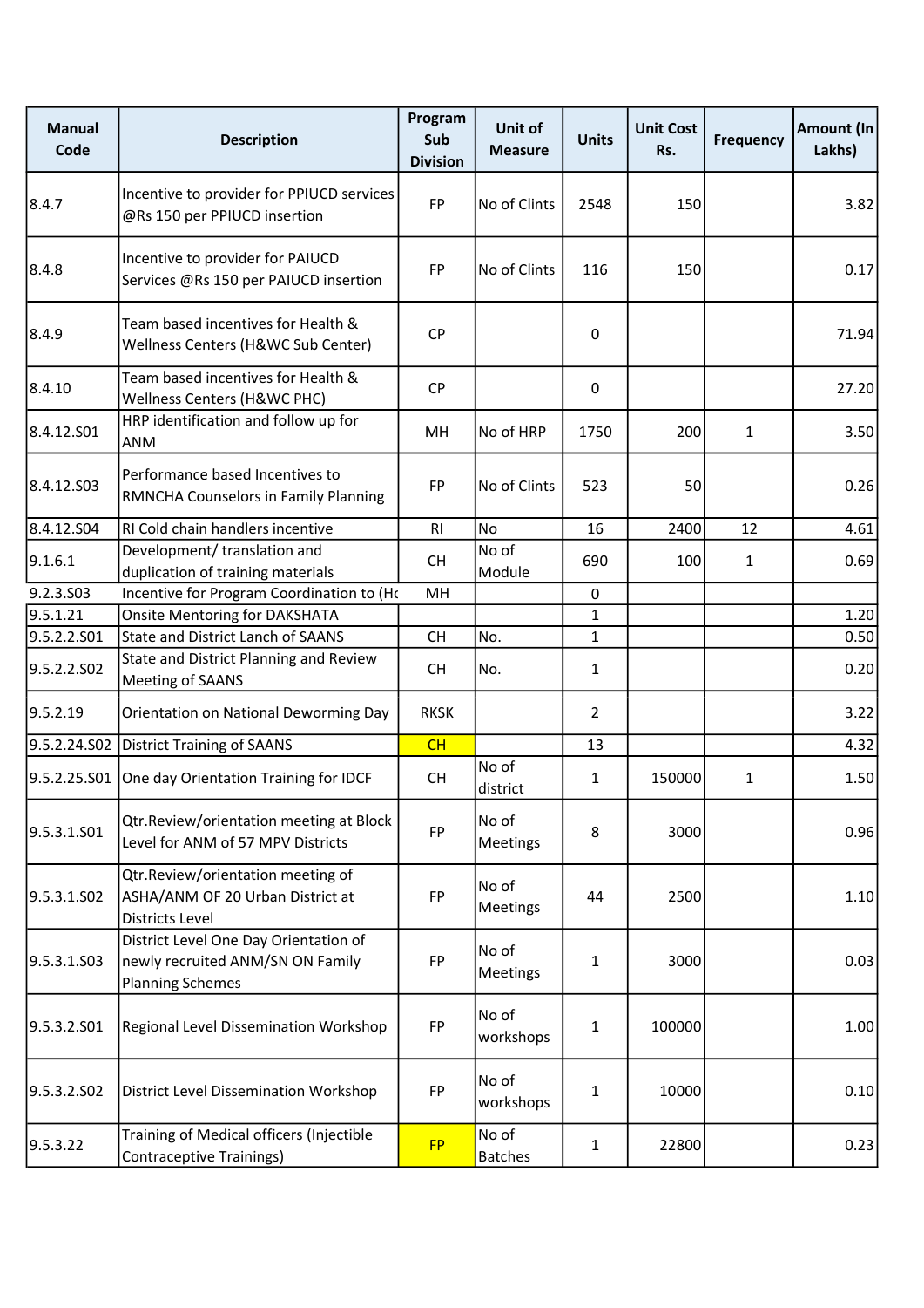| Manual Code | Description | Program Sub Division | Unit of Measure | Units | Unit Cost Rs. | Frequency | Amount (In Lakhs) |
|---|---|---|---|---|---|---|---|
| 8.4.7 | Incentive to provider for PPIUCD services @Rs 150 per PPIUCD insertion | FP | No of Clints | 2548 | 150 | | 3.82 |
| 8.4.8 | Incentive to provider for PAIUCD Services @Rs 150 per PAIUCD insertion | FP | No of Clints | 116 | 150 | | 0.17 |
| 8.4.9 | Team based incentives for Health & Wellness Centers (H&WC Sub Center) | CP | | 0 | | | 71.94 |
| 8.4.10 | Team based incentives for Health & Wellness Centers (H&WC PHC) | CP | | 0 | | | 27.20 |
| 8.4.12.S01 | HRP identification and follow up for ANM | MH | No of HRP | 1750 | 200 | 1 | 3.50 |
| 8.4.12.S03 | Performance based Incentives to RMNCHA Counselors in Family Planning | FP | No of Clints | 523 | 50 | | 0.26 |
| 8.4.12.S04 | RI Cold chain handlers incentive | RI | No | 16 | 2400 | 12 | 4.61 |
| 9.1.6.1 | Development/ translation and duplication of training materials | CH | No of Module | 690 | 100 | 1 | 0.69 |
| 9.2.3.S03 | Incentive for Program Coordination to (Hc | MH | | 0 | | | |
| 9.5.1.21 | Onsite Mentoring for DAKSHATA | | | 1 | | | 1.20 |
| 9.5.2.2.S01 | State and District Lanch of SAANS | CH | No. | 1 | | | 0.50 |
| 9.5.2.2.S02 | State and District Planning and Review Meeting of SAANS | CH | No. | 1 | | | 0.20 |
| 9.5.2.19 | Orientation on National Deworming Day | RKSK | | 2 | | | 3.22 |
| 9.5.2.24.S02 | District Training of SAANS | CH | | 13 | | | 4.32 |
| 9.5.2.25.S01 | One day Orientation Training for IDCF | CH | No of district | 1 | 150000 | 1 | 1.50 |
| 9.5.3.1.S01 | Qtr.Review/orientation meeting at Block Level for ANM of 57 MPV Districts | FP | No of Meetings | 8 | 3000 | | 0.96 |
| 9.5.3.1.S02 | Qtr.Review/orientation meeting of ASHA/ANM OF 20 Urban District at Districts Level | FP | No of Meetings | 44 | 2500 | | 1.10 |
| 9.5.3.1.S03 | District Level One Day Orientation of newly recruited ANM/SN ON Family Planning Schemes | FP | No of Meetings | 1 | 3000 | | 0.03 |
| 9.5.3.2.S01 | Regional Level Dissemination Workshop | FP | No of workshops | 1 | 100000 | | 1.00 |
| 9.5.3.2.S02 | District Level Dissemination Workshop | FP | No of workshops | 1 | 10000 | | 0.10 |
| 9.5.3.22 | Training of Medical officers (Injectible Contraceptive Trainings) | FP | No of Batches | 1 | 22800 | | 0.23 |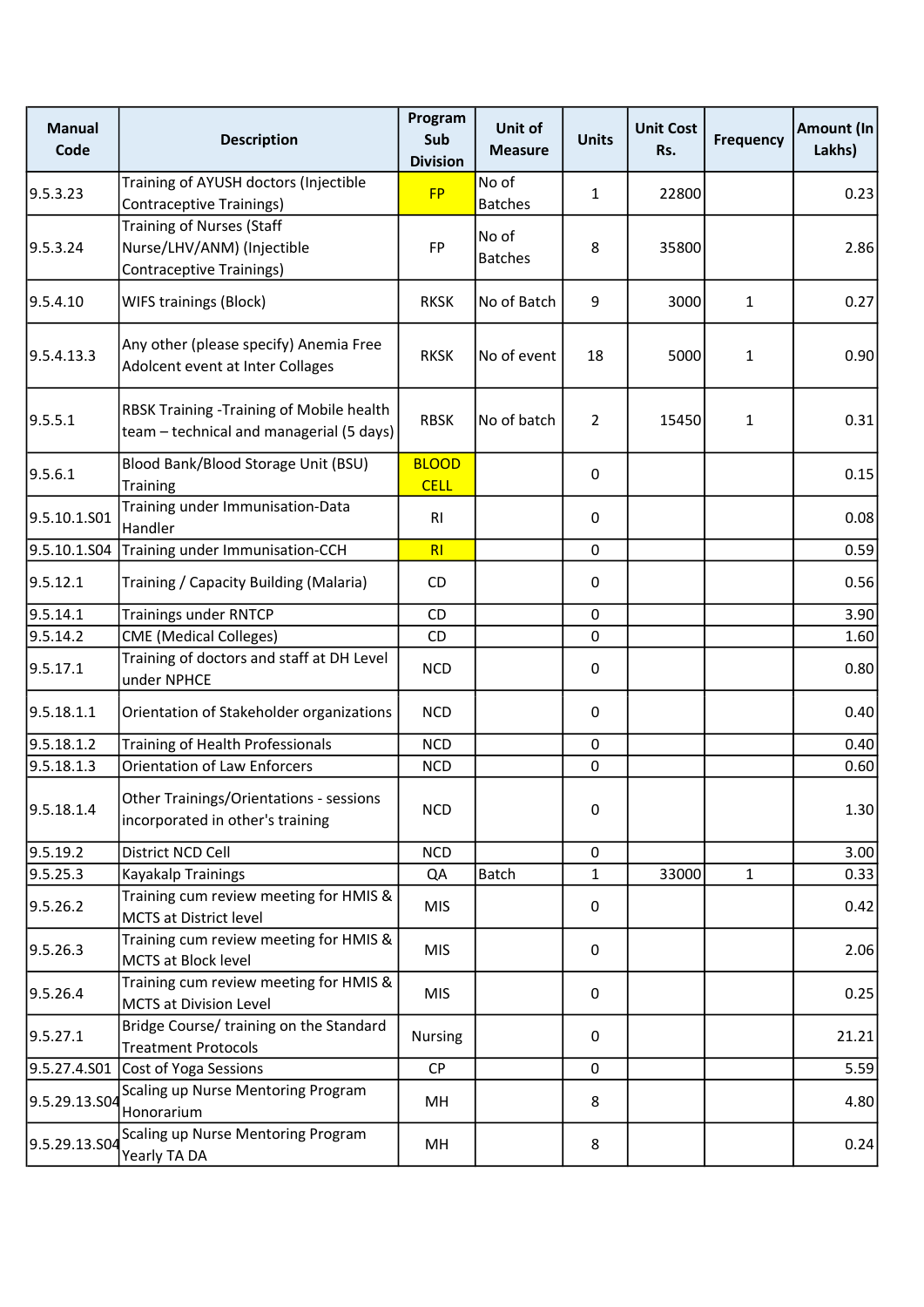| Manual Code | Description | Program Sub Division | Unit of Measure | Units | Unit Cost Rs. | Frequency | Amount (In Lakhs) |
|---|---|---|---|---|---|---|---|
| 9.5.3.23 | Training of AYUSH doctors (Injectible Contraceptive Trainings) | FP | No of Batches | 1 | 22800 | | 0.23 |
| 9.5.3.24 | Training of Nurses (Staff Nurse/LHV/ANM) (Injectible Contraceptive Trainings) | FP | No of Batches | 8 | 35800 | | 2.86 |
| 9.5.4.10 | WIFS trainings (Block) | RKSK | No of Batch | 9 | 3000 | 1 | 0.27 |
| 9.5.4.13.3 | Any other (please specify) Anemia Free Adolcent event at Inter Collages | RKSK | No of event | 18 | 5000 | 1 | 0.90 |
| 9.5.5.1 | RBSK Training -Training of Mobile health team – technical and managerial (5 days) | RBSK | No of batch | 2 | 15450 | 1 | 0.31 |
| 9.5.6.1 | Blood Bank/Blood Storage Unit (BSU) Training | BLOOD CELL | | 0 | | | 0.15 |
| 9.5.10.1.S01 | Training under Immunisation-Data Handler | RI | | 0 | | | 0.08 |
| 9.5.10.1.S04 | Training under Immunisation-CCH | RI | | 0 | | | 0.59 |
| 9.5.12.1 | Training / Capacity Building (Malaria) | CD | | 0 | | | 0.56 |
| 9.5.14.1 | Trainings under RNTCP | CD | | 0 | | | 3.90 |
| 9.5.14.2 | CME (Medical Colleges) | CD | | 0 | | | 1.60 |
| 9.5.17.1 | Training of doctors and staff at DH Level under NPHCE | NCD | | 0 | | | 0.80 |
| 9.5.18.1.1 | Orientation of Stakeholder organizations | NCD | | 0 | | | 0.40 |
| 9.5.18.1.2 | Training of Health Professionals | NCD | | 0 | | | 0.40 |
| 9.5.18.1.3 | Orientation of Law Enforcers | NCD | | 0 | | | 0.60 |
| 9.5.18.1.4 | Other Trainings/Orientations - sessions incorporated in other's training | NCD | | 0 | | | 1.30 |
| 9.5.19.2 | District NCD Cell | NCD | | 0 | | | 3.00 |
| 9.5.25.3 | Kayakalp Trainings | QA | Batch | 1 | 33000 | 1 | 0.33 |
| 9.5.26.2 | Training cum review meeting for HMIS & MCTS at District level | MIS | | 0 | | | 0.42 |
| 9.5.26.3 | Training cum review meeting for HMIS & MCTS at Block level | MIS | | 0 | | | 2.06 |
| 9.5.26.4 | Training cum review meeting for HMIS & MCTS at Division Level | MIS | | 0 | | | 0.25 |
| 9.5.27.1 | Bridge Course/ training on the Standard Treatment Protocols | Nursing | | 0 | | | 21.21 |
| 9.5.27.4.S01 | Cost of Yoga Sessions | CP | | 0 | | | 5.59 |
| 9.5.29.13.S04 | Scaling up Nurse Mentoring Program Honorarium | MH | | 8 | | | 4.80 |
| 9.5.29.13.S04 | Scaling up Nurse Mentoring Program Yearly TA DA | MH | | 8 | | | 0.24 |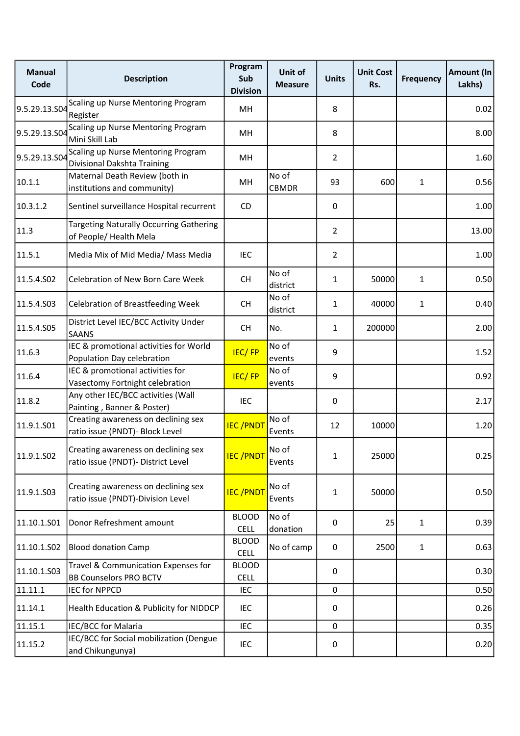| Manual Code | Description | Program Sub Division | Unit of Measure | Units | Unit Cost Rs. | Frequency | Amount (In Lakhs) |
|---|---|---|---|---|---|---|---|
| 9.5.29.13.S04 | Scaling up Nurse Mentoring Program Register | MH | | 8 | | | 0.02 |
| 9.5.29.13.S04 | Scaling up Nurse Mentoring Program Mini Skill Lab | MH | | 8 | | | 8.00 |
| 9.5.29.13.S04 | Scaling up Nurse Mentoring Program Divisional Dakshta Training | MH | | 2 | | | 1.60 |
| 10.1.1 | Maternal Death Review (both in institutions and community) | MH | No of CBMDR | 93 | 600 | 1 | 0.56 |
| 10.3.1.2 | Sentinel surveillance Hospital recurrent | CD | | 0 | | | 1.00 |
| 11.3 | Targeting Naturally Occurring Gathering of People/ Health Mela | | | 2 | | | 13.00 |
| 11.5.1 | Media Mix of Mid Media/ Mass Media | IEC | | 2 | | | 1.00 |
| 11.5.4.S02 | Celebration of New Born Care Week | CH | No of district | 1 | 50000 | 1 | 0.50 |
| 11.5.4.S03 | Celebration of Breastfeeding Week | CH | No of district | 1 | 40000 | 1 | 0.40 |
| 11.5.4.S05 | District Level IEC/BCC Activity Under SAANS | CH | No. | 1 | 200000 | | 2.00 |
| 11.6.3 | IEC & promotional activities for World Population Day celebration | IEC/ FP | No of events | 9 | | | 1.52 |
| 11.6.4 | IEC & promotional activities for Vasectomy Fortnight celebration | IEC/ FP | No of events | 9 | | | 0.92 |
| 11.8.2 | Any other IEC/BCC activities (Wall Painting , Banner & Poster) | IEC | | 0 | | | 2.17 |
| 11.9.1.S01 | Creating awareness on declining sex ratio issue (PNDT)- Block Level | IEC /PNDT | No of Events | 12 | 10000 | | 1.20 |
| 11.9.1.S02 | Creating awareness on declining sex ratio issue (PNDT)- District Level | IEC /PNDT | No of Events | 1 | 25000 | | 0.25 |
| 11.9.1.S03 | Creating awareness on declining sex ratio issue (PNDT)-Division Level | IEC /PNDT | No of Events | 1 | 50000 | | 0.50 |
| 11.10.1.S01 | Donor Refreshment amount | BLOOD CELL | No of donation | 0 | 25 | 1 | 0.39 |
| 11.10.1.S02 | Blood donation Camp | BLOOD CELL | No of camp | 0 | 2500 | 1 | 0.63 |
| 11.10.1.S03 | Travel & Communication Expenses for BB Counselors PRO BCTV | BLOOD CELL | | 0 | | | 0.30 |
| 11.11.1 | IEC for NPPCD | IEC | | 0 | | | 0.50 |
| 11.14.1 | Health Education & Publicity for NIDDCP | IEC | | 0 | | | 0.26 |
| 11.15.1 | IEC/BCC for Malaria | IEC | | 0 | | | 0.35 |
| 11.15.2 | IEC/BCC for Social mobilization (Dengue and Chikungunya) | IEC | | 0 | | | 0.20 |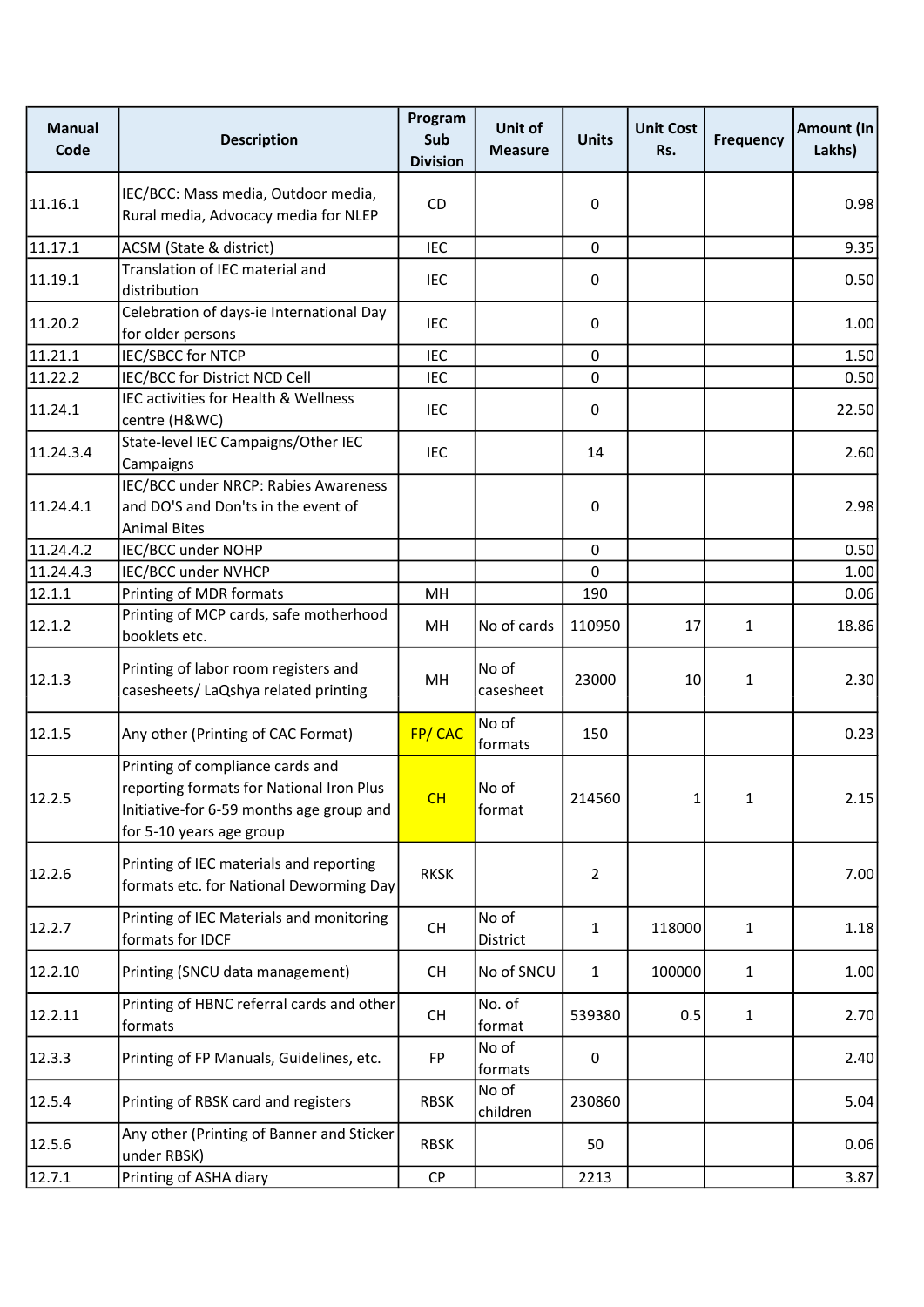| Manual Code | Description | Program Sub Division | Unit of Measure | Units | Unit Cost Rs. | Frequency | Amount (In Lakhs) |
|---|---|---|---|---|---|---|---|
| 11.16.1 | IEC/BCC: Mass media, Outdoor media, Rural media, Advocacy media for NLEP | CD | | 0 | | | 0.98 |
| 11.17.1 | ACSM (State & district) | IEC | | 0 | | | 9.35 |
| 11.19.1 | Translation of IEC material and distribution | IEC | | 0 | | | 0.50 |
| 11.20.2 | Celebration of days-ie International Day for older persons | IEC | | 0 | | | 1.00 |
| 11.21.1 | IEC/SBCC for NTCP | IEC | | 0 | | | 1.50 |
| 11.22.2 | IEC/BCC for District NCD Cell | IEC | | 0 | | | 0.50 |
| 11.24.1 | IEC activities for Health & Wellness centre (H&WC) | IEC | | 0 | | | 22.50 |
| 11.24.3.4 | State-level IEC Campaigns/Other IEC Campaigns | IEC | | 14 | | | 2.60 |
| 11.24.4.1 | IEC/BCC under NRCP: Rabies Awareness and DO'S and Don'ts in the event of Animal Bites | | | 0 | | | 2.98 |
| 11.24.4.2 | IEC/BCC under NOHP | | | 0 | | | 0.50 |
| 11.24.4.3 | IEC/BCC under NVHCP | | | 0 | | | 1.00 |
| 12.1.1 | Printing of MDR formats | MH | | 190 | | | 0.06 |
| 12.1.2 | Printing of MCP cards, safe motherhood booklets etc. | MH | No of cards | 110950 | 17 | 1 | 18.86 |
| 12.1.3 | Printing of labor room registers and casesheets/ LaQshya related printing | MH | No of casesheet | 23000 | 10 | 1 | 2.30 |
| 12.1.5 | Any other (Printing of CAC Format) | FP/ CAC | No of formats | 150 | | | 0.23 |
| 12.2.5 | Printing of compliance cards and reporting formats for National Iron Plus Initiative-for 6-59 months age group and for 5-10 years age group | CH | No of format | 214560 | 1 | 1 | 2.15 |
| 12.2.6 | Printing of IEC materials and reporting formats etc. for National Deworming Day | RKSK | | 2 | | | 7.00 |
| 12.2.7 | Printing of IEC Materials and monitoring formats for IDCF | CH | No of District | 1 | 118000 | 1 | 1.18 |
| 12.2.10 | Printing (SNCU data management) | CH | No of SNCU | 1 | 100000 | 1 | 1.00 |
| 12.2.11 | Printing of HBNC referral cards and other formats | CH | No. of format | 539380 | 0.5 | 1 | 2.70 |
| 12.3.3 | Printing of FP Manuals, Guidelines, etc. | FP | No of formats | 0 | | | 2.40 |
| 12.5.4 | Printing of RBSK card and registers | RBSK | No of children | 230860 | | | 5.04 |
| 12.5.6 | Any other (Printing of Banner and Sticker under RBSK) | RBSK | | 50 | | | 0.06 |
| 12.7.1 | Printing of ASHA diary | CP | | 2213 | | | 3.87 |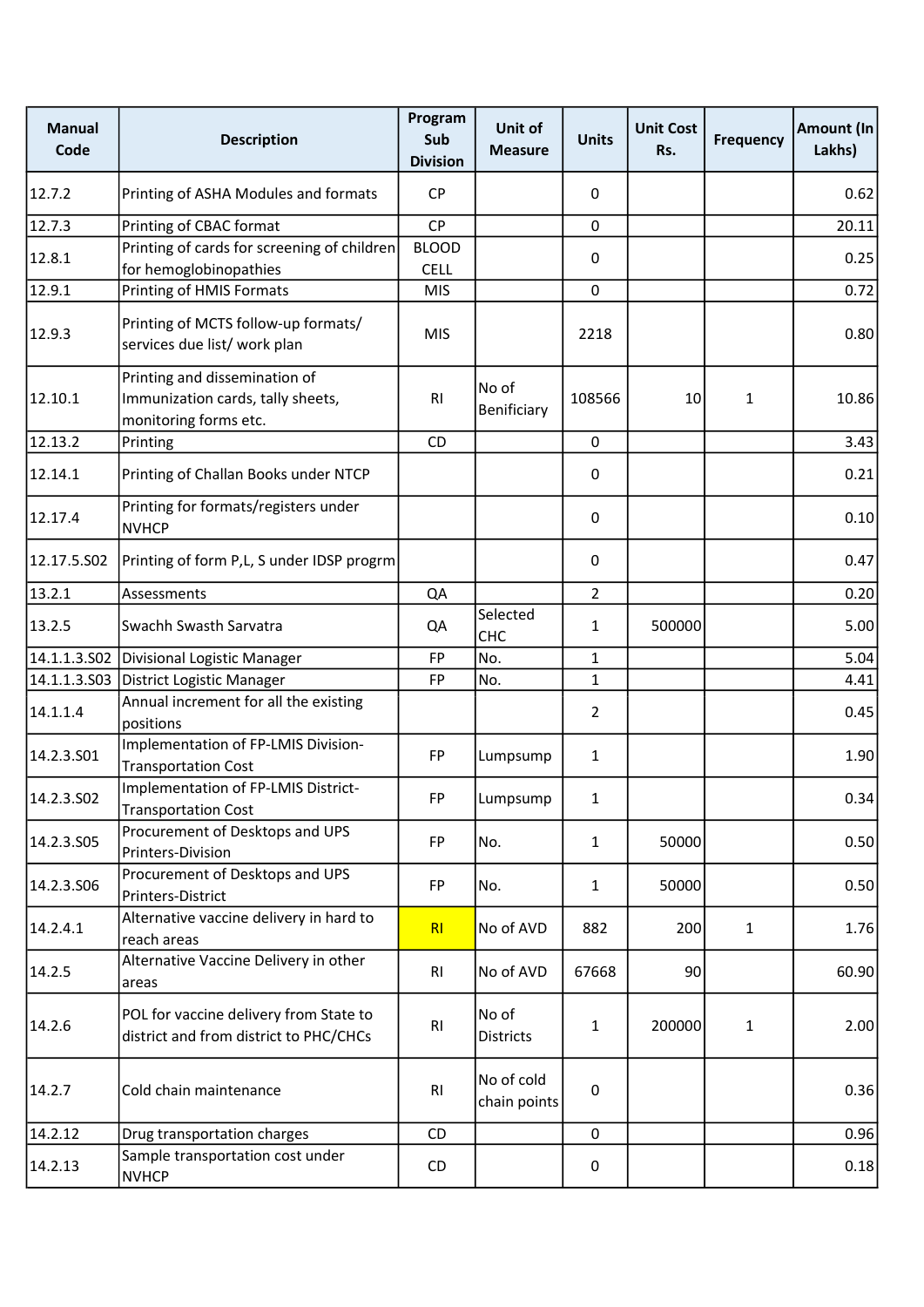| Manual Code | Description | Program Sub Division | Unit of Measure | Units | Unit Cost Rs. | Frequency | Amount (In Lakhs) |
|---|---|---|---|---|---|---|---|
| 12.7.2 | Printing of ASHA Modules and formats | CP | | 0 | | | 0.62 |
| 12.7.3 | Printing of CBAC format | CP | | 0 | | | 20.11 |
| 12.8.1 | Printing of cards for screening of children for hemoglobinopathies | BLOOD CELL | | 0 | | | 0.25 |
| 12.9.1 | Printing of HMIS Formats | MIS | | 0 | | | 0.72 |
| 12.9.3 | Printing of MCTS follow-up formats/ services due list/ work plan | MIS | | 2218 | | | 0.80 |
| 12.10.1 | Printing and dissemination of Immunization cards, tally sheets, monitoring forms etc. | RI | No of Benificiary | 108566 | 10 | 1 | 10.86 |
| 12.13.2 | Printing | CD | | 0 | | | 3.43 |
| 12.14.1 | Printing of Challan Books under NTCP | | | 0 | | | 0.21 |
| 12.17.4 | Printing for formats/registers under NVHCP | | | 0 | | | 0.10 |
| 12.17.5.S02 | Printing of form P,L, S under IDSP progrm | | | 0 | | | 0.47 |
| 13.2.1 | Assessments | QA | | 2 | | | 0.20 |
| 13.2.5 | Swachh Swasth Sarvatra | QA | Selected CHC | 1 | 500000 | | 5.00 |
| 14.1.1.3.S02 | Divisional Logistic Manager | FP | No. | 1 | | | 5.04 |
| 14.1.1.3.S03 | District Logistic Manager | FP | No. | 1 | | | 4.41 |
| 14.1.1.4 | Annual increment for all the existing positions | | | 2 | | | 0.45 |
| 14.2.3.S01 | Implementation of FP-LMIS Division-Transportation Cost | FP | Lumpsump | 1 | | | 1.90 |
| 14.2.3.S02 | Implementation of FP-LMIS District-Transportation Cost | FP | Lumpsump | 1 | | | 0.34 |
| 14.2.3.S05 | Procurement of Desktops and UPS Printers-Division | FP | No. | 1 | 50000 | | 0.50 |
| 14.2.3.S06 | Procurement of Desktops and UPS Printers-District | FP | No. | 1 | 50000 | | 0.50 |
| 14.2.4.1 | Alternative vaccine delivery in hard to reach areas | RI | No of AVD | 882 | 200 | 1 | 1.76 |
| 14.2.5 | Alternative Vaccine Delivery in other areas | RI | No of AVD | 67668 | 90 | | 60.90 |
| 14.2.6 | POL for vaccine delivery from State to district and from district to PHC/CHCs | RI | No of Districts | 1 | 200000 | 1 | 2.00 |
| 14.2.7 | Cold chain maintenance | RI | No of cold chain points | 0 | | | 0.36 |
| 14.2.12 | Drug transportation charges | CD | | 0 | | | 0.96 |
| 14.2.13 | Sample transportation cost under NVHCP | CD | | 0 | | | 0.18 |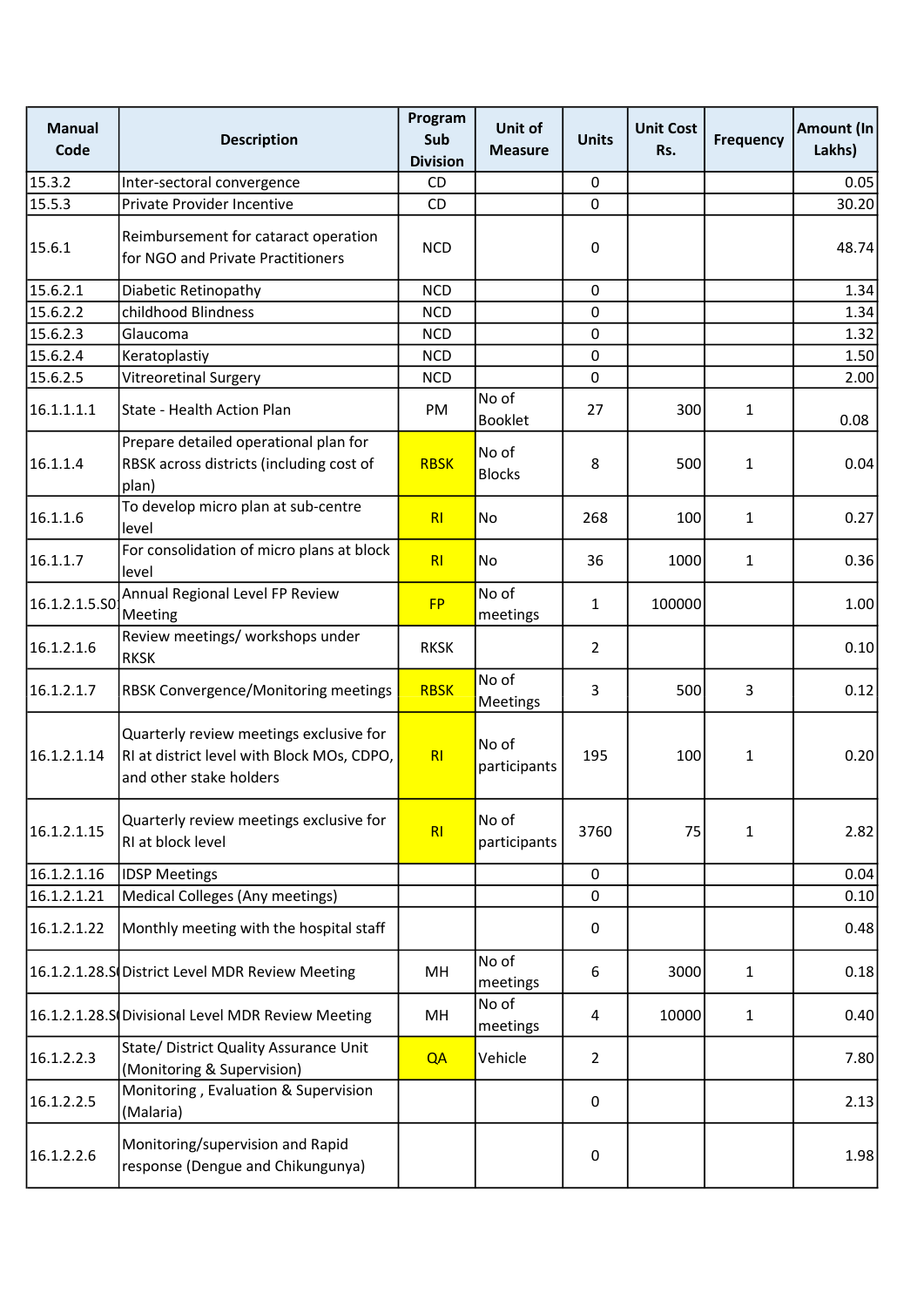| Manual Code | Description | Program Sub Division | Unit of Measure | Units | Unit Cost Rs. | Frequency | Amount (In Lakhs) |
|---|---|---|---|---|---|---|---|
| 15.3.2 | Inter-sectoral convergence | CD | | 0 | | | 0.05 |
| 15.5.3 | Private Provider Incentive | CD | | 0 | | | 30.20 |
| 15.6.1 | Reimbursement for cataract operation for NGO and Private Practitioners | NCD | | 0 | | | 48.74 |
| 15.6.2.1 | Diabetic Retinopathy | NCD | | 0 | | | 1.34 |
| 15.6.2.2 | childhood Blindness | NCD | | 0 | | | 1.34 |
| 15.6.2.3 | Glaucoma | NCD | | 0 | | | 1.32 |
| 15.6.2.4 | Keratoplastiy | NCD | | 0 | | | 1.50 |
| 15.6.2.5 | Vitreoretinal Surgery | NCD | | 0 | | | 2.00 |
| 16.1.1.1.1 | State - Health Action Plan | PM | No of Booklet | 27 | 300 | 1 | 0.08 |
| 16.1.1.4 | Prepare detailed operational plan for RBSK across districts (including cost of plan) | RBSK | No of Blocks | 8 | 500 | 1 | 0.04 |
| 16.1.1.6 | To develop micro plan at sub-centre level | RI | No | 268 | 100 | 1 | 0.27 |
| 16.1.1.7 | For consolidation of micro plans at block level | RI | No | 36 | 1000 | 1 | 0.36 |
| 16.1.2.1.5.S0 | Annual Regional Level FP Review Meeting | FP | No of meetings | 1 | 100000 | | 1.00 |
| 16.1.2.1.6 | Review meetings/ workshops under RKSK | RKSK | | 2 | | | 0.10 |
| 16.1.2.1.7 | RBSK Convergence/Monitoring meetings | RBSK | No of Meetings | 3 | 500 | 3 | 0.12 |
| 16.1.2.1.14 | Quarterly review meetings exclusive for RI at district level with Block MOs, CDPO, and other stake holders | RI | No of participants | 195 | 100 | 1 | 0.20 |
| 16.1.2.1.15 | Quarterly review meetings exclusive for RI at block level | RI | No of participants | 3760 | 75 | 1 | 2.82 |
| 16.1.2.1.16 | IDSP Meetings | | | 0 | | | 0.04 |
| 16.1.2.1.21 | Medical Colleges (Any meetings) | | | 0 | | | 0.10 |
| 16.1.2.1.22 | Monthly meeting with the hospital staff | | | 0 | | | 0.48 |
| 16.1.2.1.28.S | District Level MDR Review Meeting | MH | No of meetings | 6 | 3000 | 1 | 0.18 |
| 16.1.2.1.28.S | Divisional Level MDR Review Meeting | MH | No of meetings | 4 | 10000 | 1 | 0.40 |
| 16.1.2.2.3 | State/ District Quality Assurance Unit (Monitoring & Supervision) | QA | Vehicle | 2 | | | 7.80 |
| 16.1.2.2.5 | Monitoring , Evaluation & Supervision (Malaria) | | | 0 | | | 2.13 |
| 16.1.2.2.6 | Monitoring/supervision and Rapid response (Dengue and Chikungunya) | | | 0 | | | 1.98 |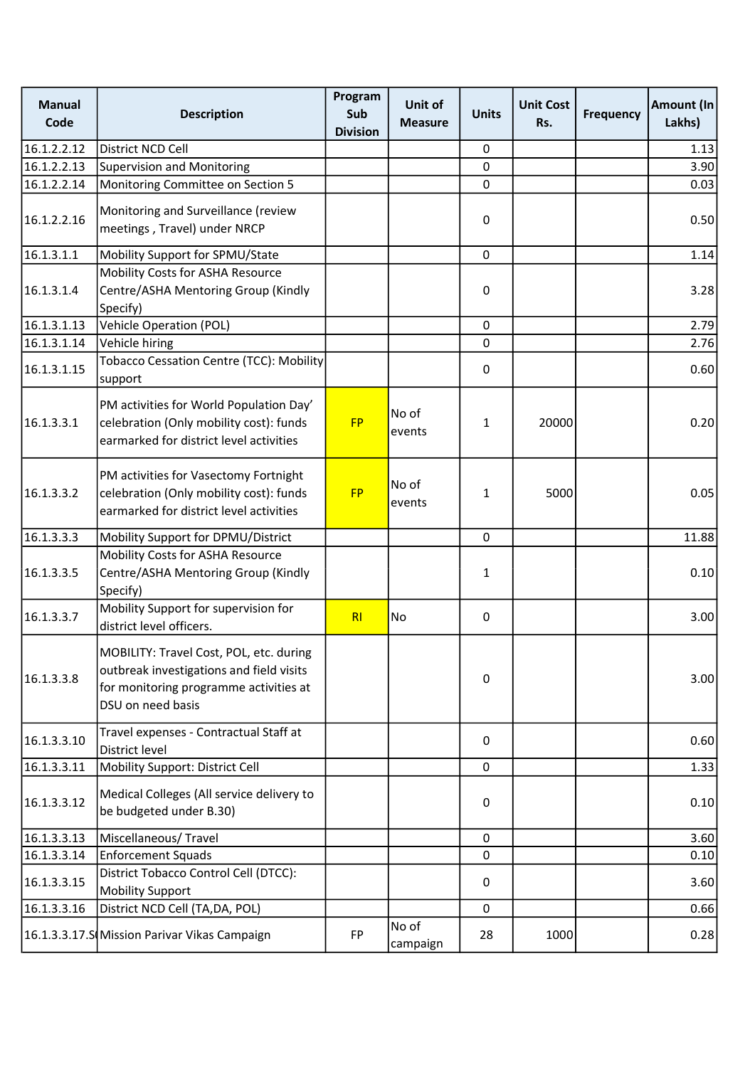| Manual Code | Description | Program Sub Division | Unit of Measure | Units | Unit Cost Rs. | Frequency | Amount (In Lakhs) |
|---|---|---|---|---|---|---|---|
| 16.1.2.2.12 | District NCD Cell | | | 0 | | | 1.13 |
| 16.1.2.2.13 | Supervision and Monitoring | | | 0 | | | 3.90 |
| 16.1.2.2.14 | Monitoring Committee on Section 5 | | | 0 | | | 0.03 |
| 16.1.2.2.16 | Monitoring and Surveillance (review meetings , Travel) under NRCP | | | 0 | | | 0.50 |
| 16.1.3.1.1 | Mobility Support for SPMU/State | | | 0 | | | 1.14 |
| 16.1.3.1.4 | Mobility Costs for ASHA Resource Centre/ASHA Mentoring Group (Kindly Specify) | | | 0 | | | 3.28 |
| 16.1.3.1.13 | Vehicle Operation (POL) | | | 0 | | | 2.79 |
| 16.1.3.1.14 | Vehicle hiring | | | 0 | | | 2.76 |
| 16.1.3.1.15 | Tobacco Cessation Centre (TCC): Mobility support | | | 0 | | | 0.60 |
| 16.1.3.3.1 | PM activities for World Population Day' celebration (Only mobility cost): funds earmarked for district level activities | FP | No of events | 1 | 20000 | | 0.20 |
| 16.1.3.3.2 | PM activities for Vasectomy Fortnight celebration (Only mobility cost): funds earmarked for district level activities | FP | No of events | 1 | 5000 | | 0.05 |
| 16.1.3.3.3 | Mobility Support for DPMU/District | | | 0 | | | 11.88 |
| 16.1.3.3.5 | Mobility Costs for ASHA Resource Centre/ASHA Mentoring Group (Kindly Specify) | | | 1 | | | 0.10 |
| 16.1.3.3.7 | Mobility Support for supervision for district level officers. | RI | No | 0 | | | 3.00 |
| 16.1.3.3.8 | MOBILITY: Travel Cost, POL, etc. during outbreak investigations and field visits for monitoring programme activities at DSU on need basis | | | 0 | | | 3.00 |
| 16.1.3.3.10 | Travel expenses - Contractual Staff at District level | | | 0 | | | 0.60 |
| 16.1.3.3.11 | Mobility Support: District Cell | | | 0 | | | 1.33 |
| 16.1.3.3.12 | Medical Colleges (All service delivery to be budgeted under B.30) | | | 0 | | | 0.10 |
| 16.1.3.3.13 | Miscellaneous/ Travel | | | 0 | | | 3.60 |
| 16.1.3.3.14 | Enforcement Squads | | | 0 | | | 0.10 |
| 16.1.3.3.15 | District Tobacco Control Cell (DTCC): Mobility Support | | | 0 | | | 3.60 |
| 16.1.3.3.16 | District NCD Cell (TA,DA, POL) | | | 0 | | | 0.66 |
| 16.1.3.3.17.S | Mission Parivar Vikas Campaign | FP | No of campaign | 28 | 1000 | | 0.28 |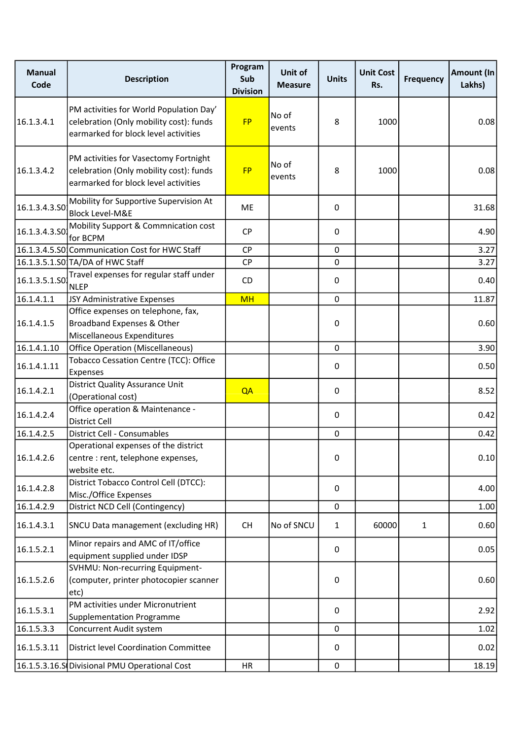| Manual Code | Description | Program Sub Division | Unit of Measure | Units | Unit Cost Rs. | Frequency | Amount (In Lakhs) |
|---|---|---|---|---|---|---|---|
| 16.1.3.4.1 | PM activities for World Population Day' celebration (Only mobility cost): funds earmarked for block level activities | FP | No of events | 8 | 1000 | | 0.08 |
| 16.1.3.4.2 | PM activities for Vasectomy Fortnight celebration (Only mobility cost): funds earmarked for block level activities | FP | No of events | 8 | 1000 | | 0.08 |
| 16.1.3.4.3.S0 | Mobility for Supportive Supervision At Block Level-M&E | ME | | 0 | | | 31.68 |
| 16.1.3.4.3.S0 | Mobility Support & Commnication cost for BCPM | CP | | 0 | | | 4.90 |
| 16.1.3.4.5.S0 | Communication Cost for HWC Staff | CP | | 0 | | | 3.27 |
| 16.1.3.5.1.S0 | TA/DA of HWC Staff | CP | | 0 | | | 3.27 |
| 16.1.3.5.1.S0 | Travel expenses for regular staff under NLEP | CD | | 0 | | | 0.40 |
| 16.1.4.1.1 | JSY Administrative Expenses | MH | | 0 | | | 11.87 |
| 16.1.4.1.5 | Office expenses on telephone, fax, Broadband Expenses & Other Miscellaneous Expenditures | | | 0 | | | 0.60 |
| 16.1.4.1.10 | Office Operation (Miscellaneous) | | | 0 | | | 3.90 |
| 16.1.4.1.11 | Tobacco Cessation Centre (TCC): Office Expenses | | | 0 | | | 0.50 |
| 16.1.4.2.1 | District Quality Assurance Unit (Operational cost) | QA | | 0 | | | 8.52 |
| 16.1.4.2.4 | Office operation & Maintenance - District Cell | | | 0 | | | 0.42 |
| 16.1.4.2.5 | District Cell - Consumables | | | 0 | | | 0.42 |
| 16.1.4.2.6 | Operational expenses of the district centre : rent, telephone expenses, website etc. | | | 0 | | | 0.10 |
| 16.1.4.2.8 | District Tobacco Control Cell (DTCC): Misc./Office Expenses | | | 0 | | | 4.00 |
| 16.1.4.2.9 | District NCD Cell (Contingency) | | | 0 | | | 1.00 |
| 16.1.4.3.1 | SNCU Data management (excluding HR) | CH | No of SNCU | 1 | 60000 | 1 | 0.60 |
| 16.1.5.2.1 | Minor repairs and AMC of IT/office equipment supplied under IDSP | | | 0 | | | 0.05 |
| 16.1.5.2.6 | SVHMU: Non-recurring Equipment-(computer, printer photocopier scanner etc) | | | 0 | | | 0.60 |
| 16.1.5.3.1 | PM activities under Micronutrient Supplementation Programme | | | 0 | | | 2.92 |
| 16.1.5.3.3 | Concurrent Audit system | | | 0 | | | 1.02 |
| 16.1.5.3.11 | District level Coordination Committee | | | 0 | | | 0.02 |
| 16.1.5.3.16.S | Divisional PMU Operational Cost | HR | | 0 | | | 18.19 |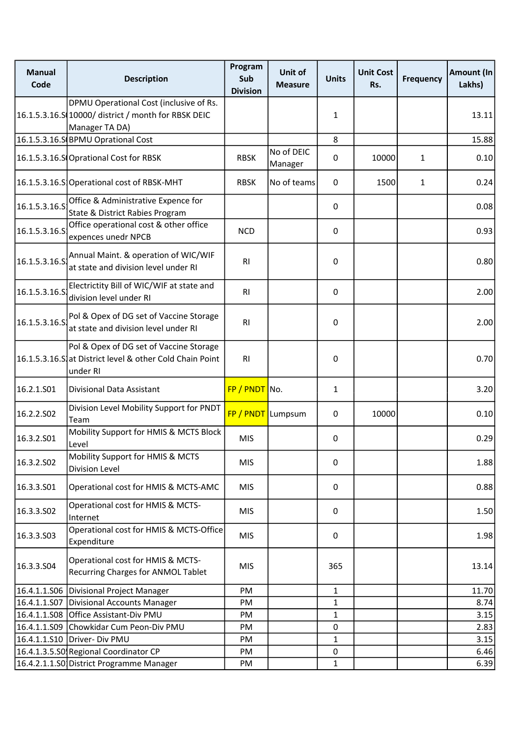| Manual Code | Description | Program Sub Division | Unit of Measure | Units | Unit Cost Rs. | Frequency | Amount (In Lakhs) |
|---|---|---|---|---|---|---|---|
| 16.1.5.3.16.S( | DPMU Operational Cost (inclusive of Rs. 10000/ district / month for RBSK DEIC Manager TA DA) | | | 1 | | | 13.11 |
| 16.1.5.3.16.S( | BPMU Oprational Cost | | | 8 | | | 15.88 |
| 16.1.5.3.16.S( | Oprational Cost for RBSK | RBSK | No of DEIC Manager | 0 | 10000 | 1 | 0.10 |
| 16.1.5.3.16.S: | Operational cost of RBSK-MHT | RBSK | No of teams | 0 | 1500 | 1 | 0.24 |
| 16.1.5.3.16.S: | Office & Administrative Expence for State & District Rabies Program | | | 0 | | | 0.08 |
| 16.1.5.3.16.S: | Office operational cost & other office expences unedr NPCB | NCD | | 0 | | | 0.93 |
| 16.1.5.3.16.S: | Annual Maint. & operation of WIC/WIF at state and division level under RI | RI | | 0 | | | 0.80 |
| 16.1.5.3.16.S: | Electrictity Bill of WIC/WIF at state and division level under RI | RI | | 0 | | | 2.00 |
| 16.1.5.3.16.S: | Pol & Opex of DG set of Vaccine Storage at state and division level under RI | RI | | 0 | | | 2.00 |
| 16.1.5.3.16.S: | Pol & Opex of DG set of Vaccine Storage at District level & other Cold Chain Point under RI | RI | | 0 | | | 0.70 |
| 16.2.1.S01 | Divisional Data Assistant | FP / PNDT | No. | 1 | | | 3.20 |
| 16.2.2.S02 | Division Level Mobility Support for PNDT Team | FP / PNDT | Lumpsum | 0 | 10000 | | 0.10 |
| 16.3.2.S01 | Mobility Support for HMIS & MCTS Block Level | MIS | | 0 | | | 0.29 |
| 16.3.2.S02 | Mobility Support for HMIS & MCTS Division Level | MIS | | 0 | | | 1.88 |
| 16.3.3.S01 | Operational cost for HMIS & MCTS-AMC | MIS | | 0 | | | 0.88 |
| 16.3.3.S02 | Operational cost for HMIS & MCTS-Internet | MIS | | 0 | | | 1.50 |
| 16.3.3.S03 | Operational cost for HMIS & MCTS-Office Expenditure | MIS | | 0 | | | 1.98 |
| 16.3.3.S04 | Operational cost for HMIS & MCTS-Recurring Charges for ANMOL Tablet | MIS | | 365 | | | 13.14 |
| 16.4.1.1.S06 | Divisional Project Manager | PM | | 1 | | | 11.70 |
| 16.4.1.1.S07 | Divisional Accounts Manager | PM | | 1 | | | 8.74 |
| 16.4.1.1.S08 | Office Assistant-Div PMU | PM | | 1 | | | 3.15 |
| 16.4.1.1.S09 | Chowkidar Cum Peon-Div PMU | PM | | 0 | | | 2.83 |
| 16.4.1.1.S10 | Driver- Div PMU | PM | | 1 | | | 3.15 |
| 16.4.1.3.5.S0! | Regional Coordinator CP | PM | | 0 | | | 6.46 |
| 16.4.2.1.1.S0: | District Programme Manager | PM | | 1 | | | 6.39 |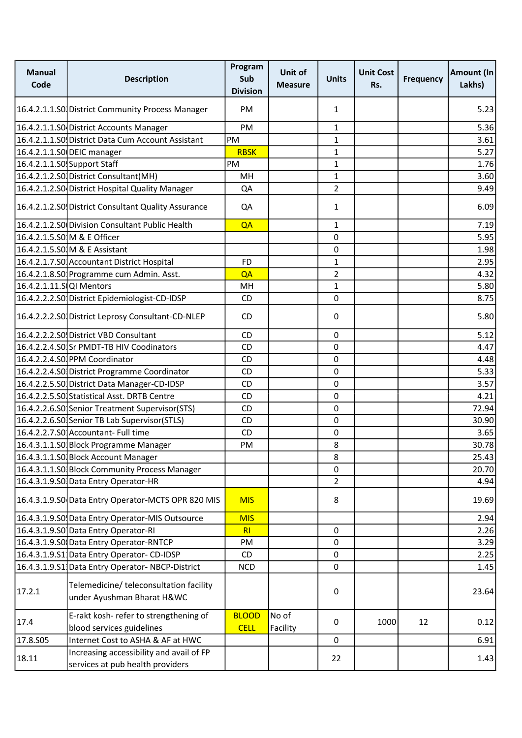| Manual Code | Description | Program Sub Division | Unit of Measure | Units | Unit Cost Rs. | Frequency | Amount (In Lakhs) |
|---|---|---|---|---|---|---|---|
| 16.4.2.1.1.S0 | District Community Process Manager | PM | | 1 | | | 5.23 |
| 16.4.2.1.1.S0 | District Accounts Manager | PM | | 1 | | | 5.36 |
| 16.4.2.1.1.S0 | District Data Cum Account Assistant | PM | | 1 | | | 3.61 |
| 16.4.2.1.1.S0 | DEIC manager | RBSK | | 1 | | | 5.27 |
| 16.4.2.1.1.S0 | Support Staff | PM | | 1 | | | 1.76 |
| 16.4.2.1.2.S0 | District Consultant(MH) | MH | | 1 | | | 3.60 |
| 16.4.2.1.2.S0 | District Hospital Quality Manager | QA | | 2 | | | 9.49 |
| 16.4.2.1.2.S0 | District Consultant Quality Assurance | QA | | 1 | | | 6.09 |
| 16.4.2.1.2.S0 | Division Consultant Public Health | QA | | 1 | | | 7.19 |
| 16.4.2.1.5.S0 | M & E Officer | | | 0 | | | 5.95 |
| 16.4.2.1.5.S0 | M & E Assistant | | | 0 | | | 1.98 |
| 16.4.2.1.7.S0 | Accountant District Hospital | FD | | 1 | | | 2.95 |
| 16.4.2.1.8.S0 | Programme cum Admin. Asst. | QA | | 2 | | | 4.32 |
| 16.4.2.1.11.S | QI Mentors | MH | | 1 | | | 5.80 |
| 16.4.2.2.2.S0 | District Epidemiologist-CD-IDSP | CD | | 0 | | | 8.75 |
| 16.4.2.2.2.S0 | District Leprosy Consultant-CD-NLEP | CD | | 0 | | | 5.80 |
| 16.4.2.2.2.S0 | District VBD Consultant | CD | | 0 | | | 5.12 |
| 16.4.2.2.4.S0 | Sr PMDT-TB HIV Coodinators | CD | | 0 | | | 4.47 |
| 16.4.2.2.4.S0 | PPM Coordinator | CD | | 0 | | | 4.48 |
| 16.4.2.2.4.S0 | District Programme Coordinator | CD | | 0 | | | 5.33 |
| 16.4.2.2.5.S0 | District Data Manager-CD-IDSP | CD | | 0 | | | 3.57 |
| 16.4.2.2.5.S0 | Statistical Asst. DRTB Centre | CD | | 0 | | | 4.21 |
| 16.4.2.2.6.S0 | Senior Treatment Supervisor(STS) | CD | | 0 | | | 72.94 |
| 16.4.2.2.6.S0 | Senior TB Lab Supervisor(STLS) | CD | | 0 | | | 30.90 |
| 16.4.2.2.7.S0 | Accountant- Full time | CD | | 0 | | | 3.65 |
| 16.4.3.1.1.S0 | Block Programme Manager | PM | | 8 | | | 30.78 |
| 16.4.3.1.1.S0 | Block Account Manager | | | 8 | | | 25.43 |
| 16.4.3.1.1.S0 | Block Community Process Manager | | | 0 | | | 20.70 |
| 16.4.3.1.9.S0 | Data Entry Operator-HR | | | 2 | | | 4.94 |
| 16.4.3.1.9.S0 | Data Entry Operator-MCTS OPR 820 MIS | MIS | | 8 | | | 19.69 |
| 16.4.3.1.9.S0 | Data Entry Operator-MIS Outsource | MIS | | | | | 2.94 |
| 16.4.3.1.9.S0 | Data Entry Operator-RI | RI | | 0 | | | 2.26 |
| 16.4.3.1.9.S0 | Data Entry Operator-RNTCP | PM | | 0 | | | 3.29 |
| 16.4.3.1.9.S1 | Data Entry Operator- CD-IDSP | CD | | 0 | | | 2.25 |
| 16.4.3.1.9.S1 | Data Entry Operator- NBCP-District | NCD | | 0 | | | 1.45 |
| 17.2.1 | Telemedicine/ teleconsultation facility under Ayushman Bharat H&WC | | | 0 | | | 23.64 |
| 17.4 | E-rakt kosh- refer to strengthening of blood services guidelines | BLOOD CELL | No of Facility | 0 | 1000 | 12 | 0.12 |
| 17.8.S05 | Internet Cost to ASHA & AF at HWC | | | 0 | | | 6.91 |
| 18.11 | Increasing accessibility and avail of FP services at pub health providers | | | 22 | | | 1.43 |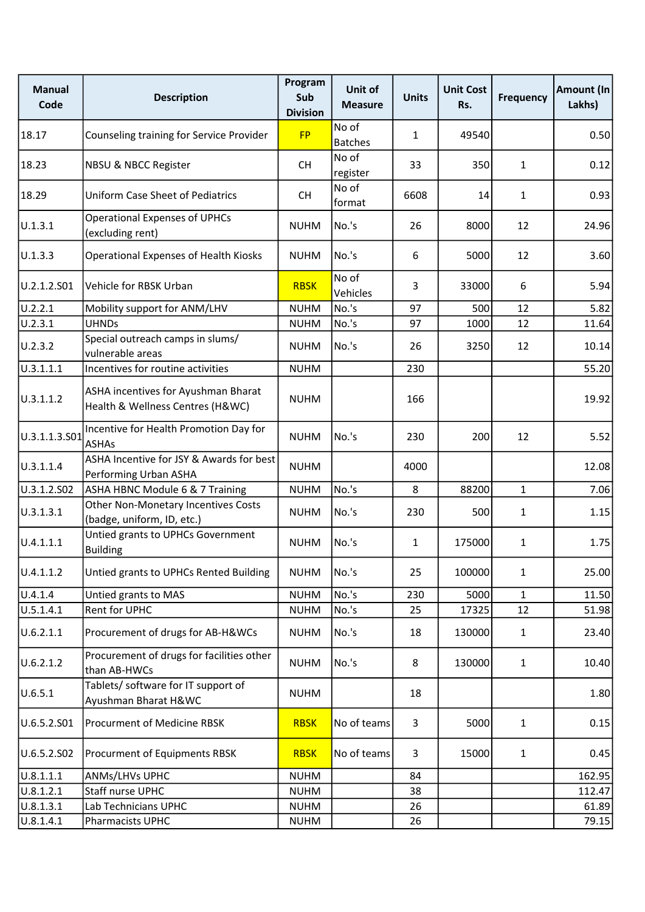| Manual Code | Description | Program Sub Division | Unit of Measure | Units | Unit Cost Rs. | Frequency | Amount (In Lakhs) |
|---|---|---|---|---|---|---|---|
| 18.17 | Counseling training for Service Provider | FP | No of Batches | 1 | 49540 | | 0.50 |
| 18.23 | NBSU & NBCC Register | CH | No of register | 33 | 350 | 1 | 0.12 |
| 18.29 | Uniform Case Sheet of Pediatrics | CH | No of format | 6608 | 14 | 1 | 0.93 |
| U.1.3.1 | Operational Expenses of UPHCs (excluding rent) | NUHM | No.'s | 26 | 8000 | 12 | 24.96 |
| U.1.3.3 | Operational Expenses of Health Kiosks | NUHM | No.'s | 6 | 5000 | 12 | 3.60 |
| U.2.1.2.S01 | Vehicle for RBSK Urban | RBSK | No of Vehicles | 3 | 33000 | 6 | 5.94 |
| U.2.2.1 | Mobility support for ANM/LHV | NUHM | No.'s | 97 | 500 | 12 | 5.82 |
| U.2.3.1 | UHNDs | NUHM | No.'s | 97 | 1000 | 12 | 11.64 |
| U.2.3.2 | Special outreach camps in slums/ vulnerable areas | NUHM | No.'s | 26 | 3250 | 12 | 10.14 |
| U.3.1.1.1 | Incentives for routine activities | NUHM | | 230 | | | 55.20 |
| U.3.1.1.2 | ASHA incentives for Ayushman Bharat Health & Wellness Centres (H&WC) | NUHM | | 166 | | | 19.92 |
| U.3.1.1.3.S01 | Incentive for Health Promotion Day for ASHAs | NUHM | No.'s | 230 | 200 | 12 | 5.52 |
| U.3.1.1.4 | ASHA Incentive for JSY & Awards for best Performing Urban ASHA | NUHM | | 4000 | | | 12.08 |
| U.3.1.2.S02 | ASHA HBNC Module 6 & 7 Training | NUHM | No.'s | 8 | 88200 | 1 | 7.06 |
| U.3.1.3.1 | Other Non-Monetary Incentives Costs (badge, uniform, ID, etc.) | NUHM | No.'s | 230 | 500 | 1 | 1.15 |
| U.4.1.1.1 | Untied grants to UPHCs Government Building | NUHM | No.'s | 1 | 175000 | 1 | 1.75 |
| U.4.1.1.2 | Untied grants to UPHCs Rented Building | NUHM | No.'s | 25 | 100000 | 1 | 25.00 |
| U.4.1.4 | Untied grants to MAS | NUHM | No.'s | 230 | 5000 | 1 | 11.50 |
| U.5.1.4.1 | Rent for UPHC | NUHM | No.'s | 25 | 17325 | 12 | 51.98 |
| U.6.2.1.1 | Procurement of drugs for AB-H&WCs | NUHM | No.'s | 18 | 130000 | 1 | 23.40 |
| U.6.2.1.2 | Procurement of drugs for facilities other than AB-HWCs | NUHM | No.'s | 8 | 130000 | 1 | 10.40 |
| U.6.5.1 | Tablets/ software for IT support of Ayushman Bharat H&WC | NUHM | | 18 | | | 1.80 |
| U.6.5.2.S01 | Procurment of Medicine RBSK | RBSK | No of teams | 3 | 5000 | 1 | 0.15 |
| U.6.5.2.S02 | Procurment of Equipments RBSK | RBSK | No of teams | 3 | 15000 | 1 | 0.45 |
| U.8.1.1.1 | ANMs/LHVs UPHC | NUHM | | 84 | | | 162.95 |
| U.8.1.2.1 | Staff nurse UPHC | NUHM | | 38 | | | 112.47 |
| U.8.1.3.1 | Lab Technicians UPHC | NUHM | | 26 | | | 61.89 |
| U.8.1.4.1 | Pharmacists UPHC | NUHM | | 26 | | | 79.15 |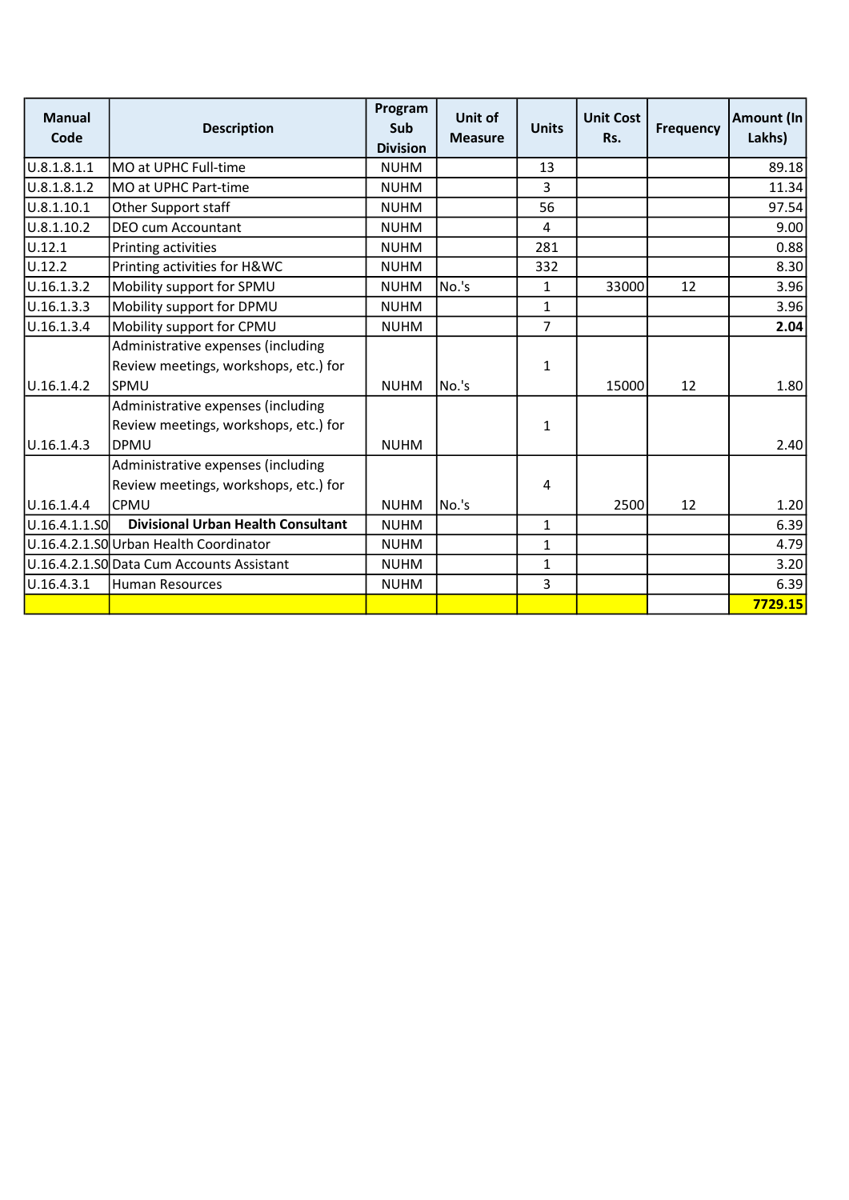| Manual Code | Description | Program Sub Division | Unit of Measure | Units | Unit Cost Rs. | Frequency | Amount (In Lakhs) |
|---|---|---|---|---|---|---|---|
| U.8.1.8.1.1 | MO at UPHC Full-time | NUHM | | 13 | | | 89.18 |
| U.8.1.8.1.2 | MO at UPHC Part-time | NUHM | | 3 | | | 11.34 |
| U.8.1.10.1 | Other Support staff | NUHM | | 56 | | | 97.54 |
| U.8.1.10.2 | DEO cum Accountant | NUHM | | 4 | | | 9.00 |
| U.12.1 | Printing activities | NUHM | | 281 | | | 0.88 |
| U.12.2 | Printing activities for H&WC | NUHM | | 332 | | | 8.30 |
| U.16.1.3.2 | Mobility support for SPMU | NUHM | No.'s | 1 | 33000 | 12 | 3.96 |
| U.16.1.3.3 | Mobility support for DPMU | NUHM | | 1 | | | 3.96 |
| U.16.1.3.4 | Mobility support for CPMU | NUHM | | 7 | | | **2.04** |
| U.16.1.4.2 | Administrative expenses (including Review meetings, workshops, etc.) for SPMU | NUHM | No.'s | 1 | 15000 | 12 | 1.80 |
| U.16.1.4.3 | Administrative expenses (including Review meetings, workshops, etc.) for DPMU | NUHM | | 1 | | | 2.40 |
| U.16.1.4.4 | Administrative expenses (including Review meetings, workshops, etc.) for CPMU | NUHM | No.'s | 4 | 2500 | 12 | 1.20 |
| U.16.4.1.1.S0 | **Divisional Urban Health Consultant** | NUHM | | 1 | | | 6.39 |
| U.16.4.2.1.S0 | Urban Health Coordinator | NUHM | | 1 | | | 4.79 |
| U.16.4.2.1.S0 | Data Cum Accounts Assistant | NUHM | | 1 | | | 3.20 |
| U.16.4.3.1 | Human Resources | NUHM | | 3 | | | 6.39 |
| | | | | | | | **7729.15** |